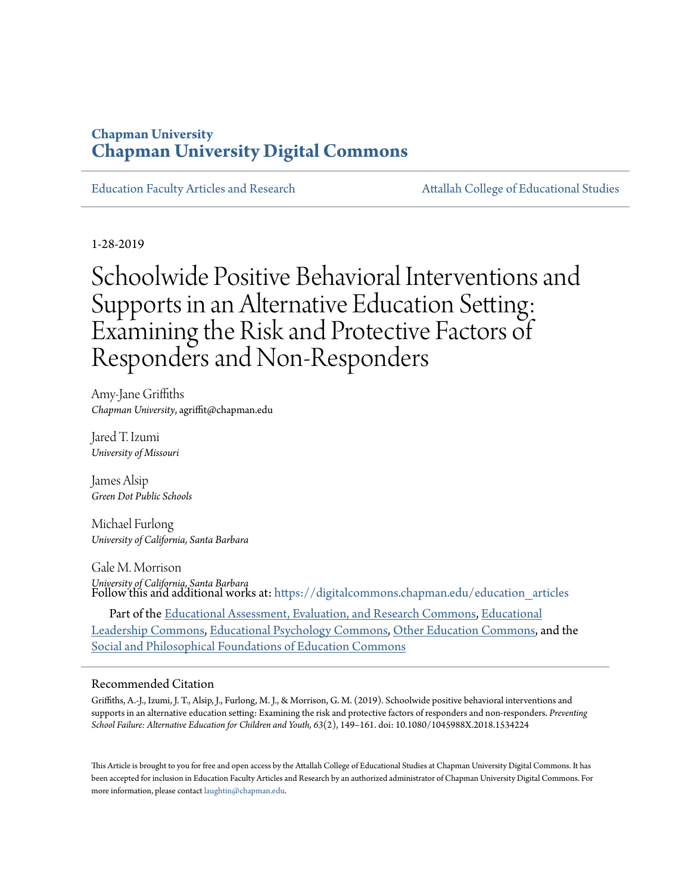Chapman University

# Chapman University Digital Commons

Education Faculty Articles and Research

Attallah College of Educational Studies

1-28-2019

# Schoolwide Positive Behavioral Interventions and Supports in an Alternative Education Setting: Examining the Risk and Protective Factors of Responders and Non-Responders

Amy-Jane Griffiths
*Chapman University*, agriffit@chapman.edu

Jared T. Izumi
*University of Missouri*

James Alsip
*Green Dot Public Schools*

Michael Furlong
*University of California, Santa Barbara*

Gale M. Morrison
*University of California, Santa Barbara*

Follow this and additional works at: https://digitalcommons.chapman.edu/education_articles

Part of the Educational Assessment, Evaluation, and Research Commons, Educational Leadership Commons, Educational Psychology Commons, Other Education Commons, and the Social and Philosophical Foundations of Education Commons

## Recommended Citation

Griffiths, A.-J., Izumi, J. T., Alsip, J., Furlong, M. J., & Morrison, G. M. (2019). Schoolwide positive behavioral interventions and supports in an alternative education setting: Examining the risk and protective factors of responders and non-responders. *Preventing School Failure: Alternative Education for Children and Youth, 63*(2), 149–161. doi: 10.1080/1045988X.2018.1534224

This Article is brought to you for free and open access by the Attallah College of Educational Studies at Chapman University Digital Commons. It has been accepted for inclusion in Education Faculty Articles and Research by an authorized administrator of Chapman University Digital Commons. For more information, please contact laughtin@chapman.edu.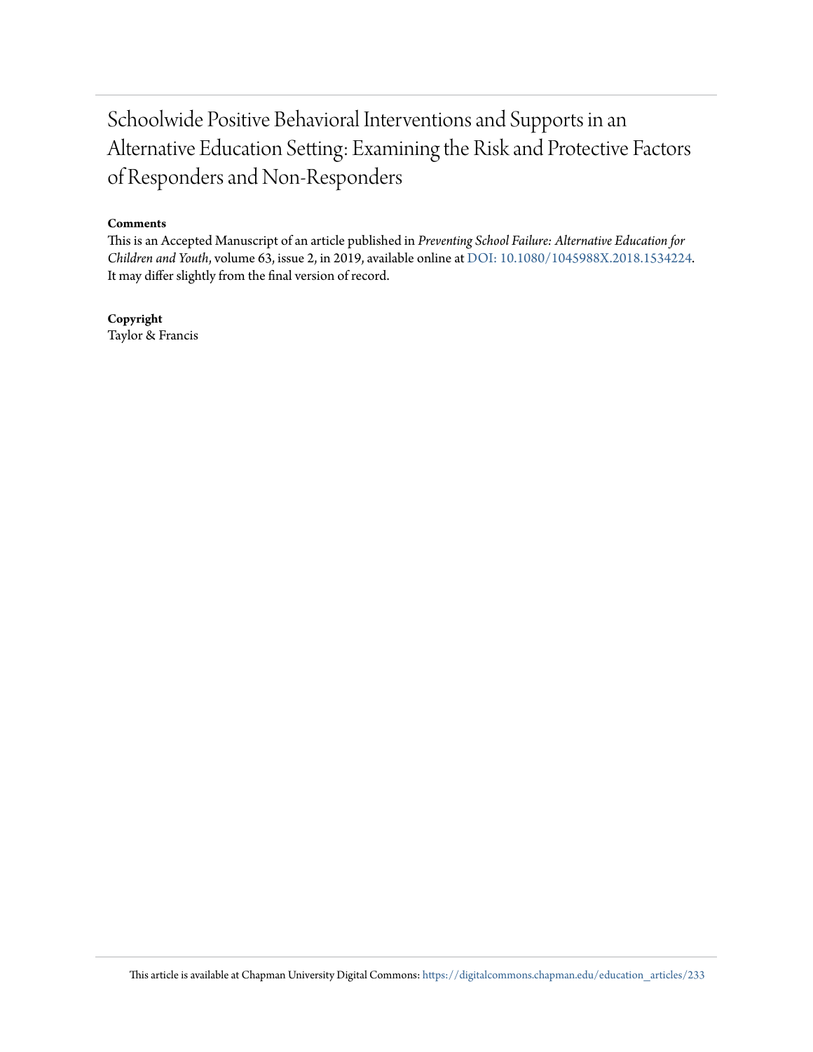# Schoolwide Positive Behavioral Interventions and Supports in an Alternative Education Setting: Examining the Risk and Protective Factors of Responders and Non-Responders

**Comments**

This is an Accepted Manuscript of an article published in *Preventing School Failure: Alternative Education for Children and Youth*, volume 63, issue 2, in 2019, available online at DOI: 10.1080/1045988X.2018.1534224. It may differ slightly from the final version of record.

**Copyright**

Taylor & Francis

This article is available at Chapman University Digital Commons: https://digitalcommons.chapman.edu/education_articles/233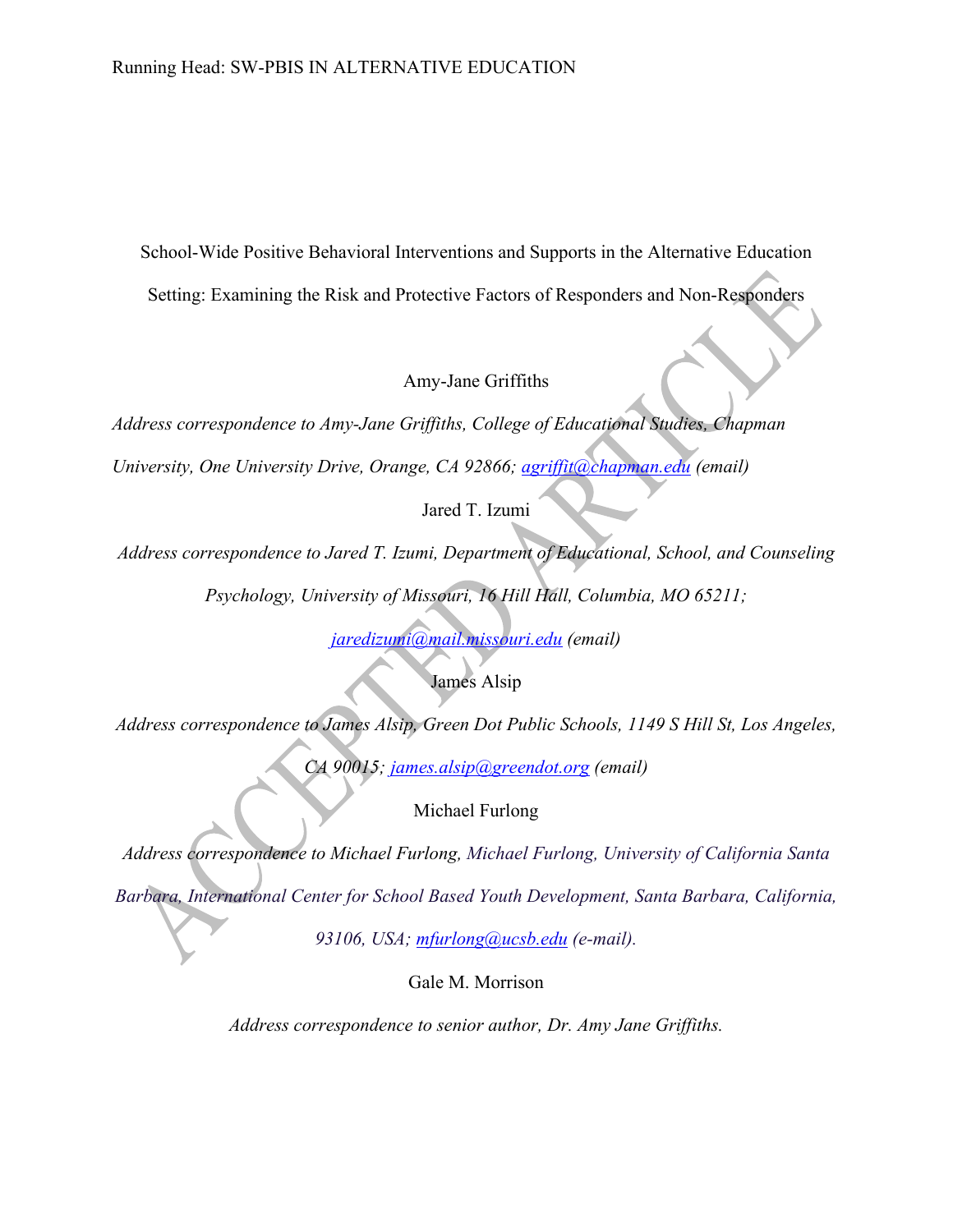School-Wide Positive Behavioral Interventions and Supports in the Alternative Education Setting: Examining the Risk and Protective Factors of Responders and Non-Responders

Amy-Jane Griffiths

*Address correspondence to Amy-Jane Griffiths, College of Educational Studies, Chapman University, One University Drive, Orange, CA 92866; agriffit@chapman.edu (email)*

Jared T. Izumi

*Address correspondence to Jared T. Izumi, Department of Educational, School, and Counseling Psychology, University of Missouri, 16 Hill Hall, Columbia, MO 65211; jaredizumi@mail.missouri.edu (email)*

James Alsip

*Address correspondence to James Alsip, Green Dot Public Schools, 1149 S Hill St, Los Angeles, CA 90015; james.alsip@greendot.org (email)*

Michael Furlong

*Address correspondence to Michael Furlong, Michael Furlong, University of California Santa Barbara, International Center for School Based Youth Development, Santa Barbara, California, 93106, USA; mfurlong@ucsb.edu (e-mail).*

Gale M. Morrison

*Address correspondence to senior author, Dr. Amy Jane Griffiths.*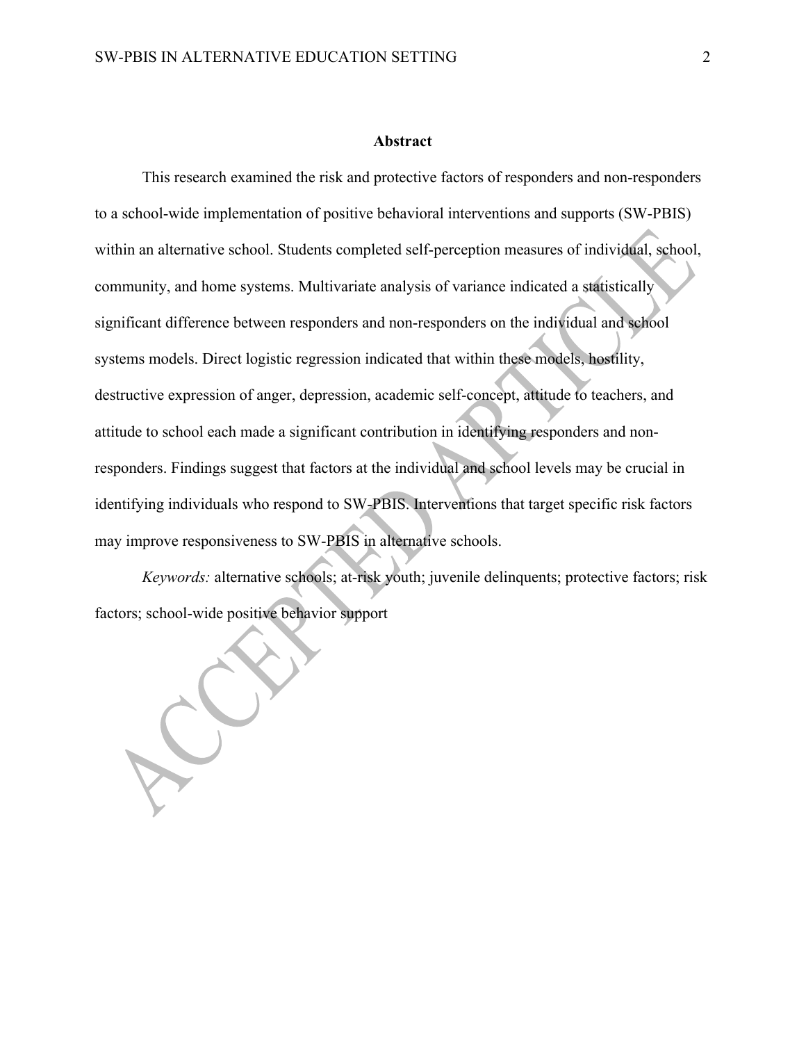## Abstract

This research examined the risk and protective factors of responders and non-responders to a school-wide implementation of positive behavioral interventions and supports (SW-PBIS) within an alternative school. Students completed self-perception measures of individual, school, community, and home systems. Multivariate analysis of variance indicated a statistically significant difference between responders and non-responders on the individual and school systems models. Direct logistic regression indicated that within these models, hostility, destructive expression of anger, depression, academic self-concept, attitude to teachers, and attitude to school each made a significant contribution in identifying responders and non-responders. Findings suggest that factors at the individual and school levels may be crucial in identifying individuals who respond to SW-PBIS. Interventions that target specific risk factors may improve responsiveness to SW-PBIS in alternative schools.

*Keywords:* alternative schools; at-risk youth; juvenile delinquents; protective factors; risk factors; school-wide positive behavior support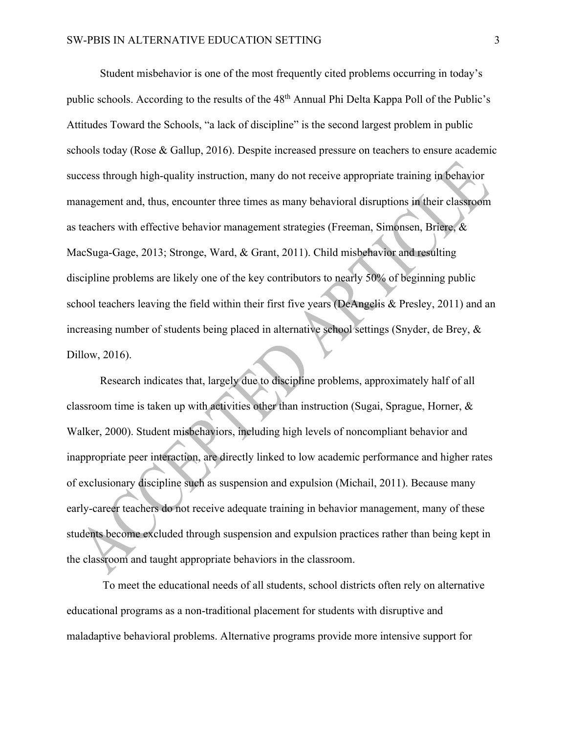Student misbehavior is one of the most frequently cited problems occurring in today's public schools. According to the results of the 48th Annual Phi Delta Kappa Poll of the Public's Attitudes Toward the Schools, "a lack of discipline" is the second largest problem in public schools today (Rose & Gallup, 2016). Despite increased pressure on teachers to ensure academic success through high-quality instruction, many do not receive appropriate training in behavior management and, thus, encounter three times as many behavioral disruptions in their classroom as teachers with effective behavior management strategies (Freeman, Simonsen, Briere, & MacSuga-Gage, 2013; Stronge, Ward, & Grant, 2011). Child misbehavior and resulting discipline problems are likely one of the key contributors to nearly 50% of beginning public school teachers leaving the field within their first five years (DeAngelis & Presley, 2011) and an increasing number of students being placed in alternative school settings (Snyder, de Brey, & Dillow, 2016).

Research indicates that, largely due to discipline problems, approximately half of all classroom time is taken up with activities other than instruction (Sugai, Sprague, Horner, & Walker, 2000). Student misbehaviors, including high levels of noncompliant behavior and inappropriate peer interaction, are directly linked to low academic performance and higher rates of exclusionary discipline such as suspension and expulsion (Michail, 2011). Because many early-career teachers do not receive adequate training in behavior management, many of these students become excluded through suspension and expulsion practices rather than being kept in the classroom and taught appropriate behaviors in the classroom.

To meet the educational needs of all students, school districts often rely on alternative educational programs as a non-traditional placement for students with disruptive and maladaptive behavioral problems. Alternative programs provide more intensive support for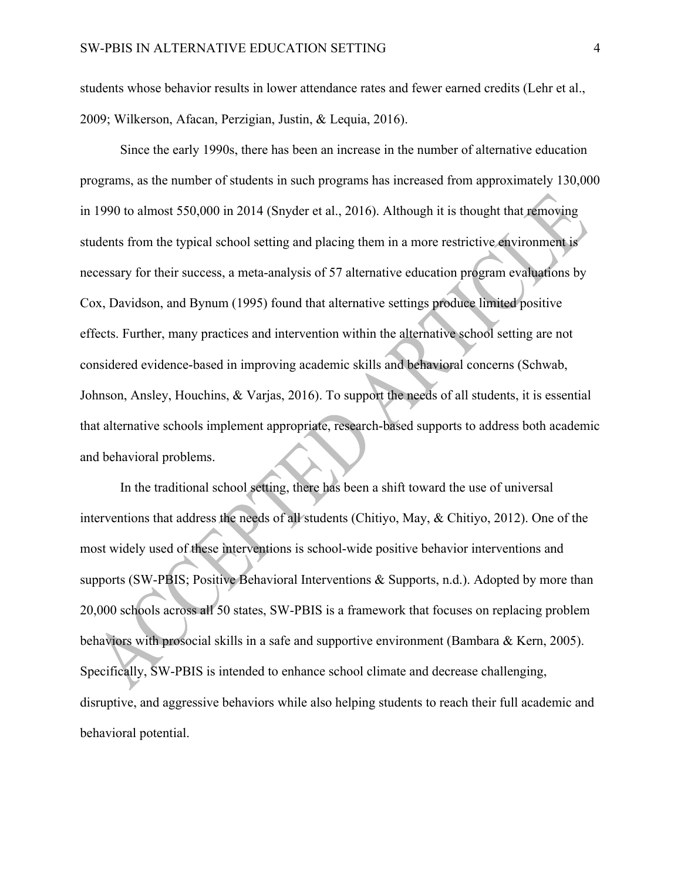students whose behavior results in lower attendance rates and fewer earned credits (Lehr et al., 2009; Wilkerson, Afacan, Perzigian, Justin, & Lequia, 2016).

Since the early 1990s, there has been an increase in the number of alternative education programs, as the number of students in such programs has increased from approximately 130,000 in 1990 to almost 550,000 in 2014 (Snyder et al., 2016). Although it is thought that removing students from the typical school setting and placing them in a more restrictive environment is necessary for their success, a meta-analysis of 57 alternative education program evaluations by Cox, Davidson, and Bynum (1995) found that alternative settings produce limited positive effects. Further, many practices and intervention within the alternative school setting are not considered evidence-based in improving academic skills and behavioral concerns (Schwab, Johnson, Ansley, Houchins, & Varjas, 2016). To support the needs of all students, it is essential that alternative schools implement appropriate, research-based supports to address both academic and behavioral problems.

In the traditional school setting, there has been a shift toward the use of universal interventions that address the needs of all students (Chitiyo, May, & Chitiyo, 2012). One of the most widely used of these interventions is school-wide positive behavior interventions and supports (SW-PBIS; Positive Behavioral Interventions & Supports, n.d.). Adopted by more than 20,000 schools across all 50 states, SW-PBIS is a framework that focuses on replacing problem behaviors with prosocial skills in a safe and supportive environment (Bambara & Kern, 2005). Specifically, SW-PBIS is intended to enhance school climate and decrease challenging, disruptive, and aggressive behaviors while also helping students to reach their full academic and behavioral potential.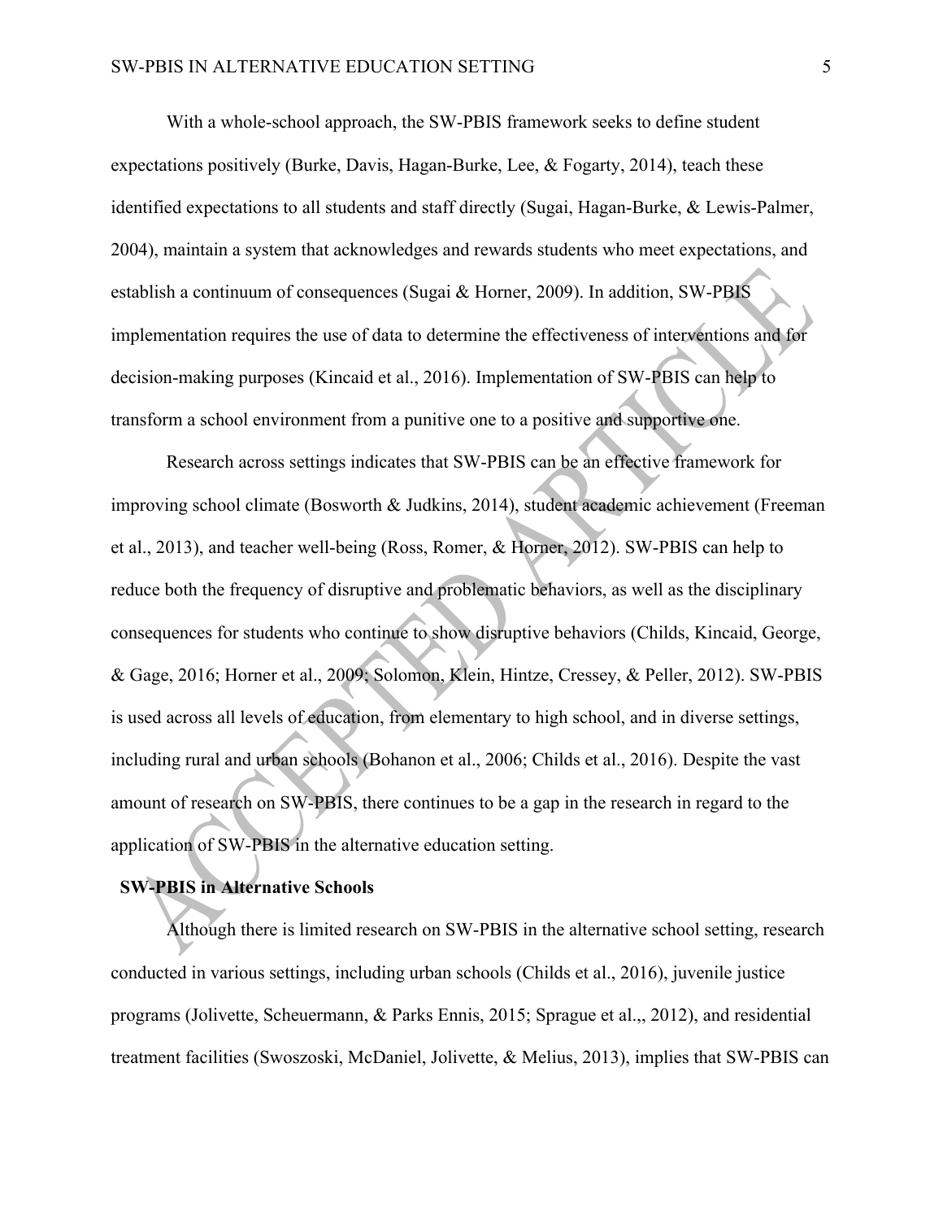With a whole-school approach, the SW-PBIS framework seeks to define student expectations positively (Burke, Davis, Hagan-Burke, Lee, & Fogarty, 2014), teach these identified expectations to all students and staff directly (Sugai, Hagan-Burke, & Lewis-Palmer, 2004), maintain a system that acknowledges and rewards students who meet expectations, and establish a continuum of consequences (Sugai & Horner, 2009). In addition, SW-PBIS implementation requires the use of data to determine the effectiveness of interventions and for decision-making purposes (Kincaid et al., 2016). Implementation of SW-PBIS can help to transform a school environment from a punitive one to a positive and supportive one.

Research across settings indicates that SW-PBIS can be an effective framework for improving school climate (Bosworth & Judkins, 2014), student academic achievement (Freeman et al., 2013), and teacher well-being (Ross, Romer, & Horner, 2012). SW-PBIS can help to reduce both the frequency of disruptive and problematic behaviors, as well as the disciplinary consequences for students who continue to show disruptive behaviors (Childs, Kincaid, George, & Gage, 2016; Horner et al., 2009; Solomon, Klein, Hintze, Cressey, & Peller, 2012). SW-PBIS is used across all levels of education, from elementary to high school, and in diverse settings, including rural and urban schools (Bohanon et al., 2006; Childs et al., 2016). Despite the vast amount of research on SW-PBIS, there continues to be a gap in the research in regard to the application of SW-PBIS in the alternative education setting.

**SW-PBIS in Alternative Schools**

Although there is limited research on SW-PBIS in the alternative school setting, research conducted in various settings, including urban schools (Childs et al., 2016), juvenile justice programs (Jolivette, Scheuermann, & Parks Ennis, 2015; Sprague et al.,, 2012), and residential treatment facilities (Swoszoski, McDaniel, Jolivette, & Melius, 2013), implies that SW-PBIS can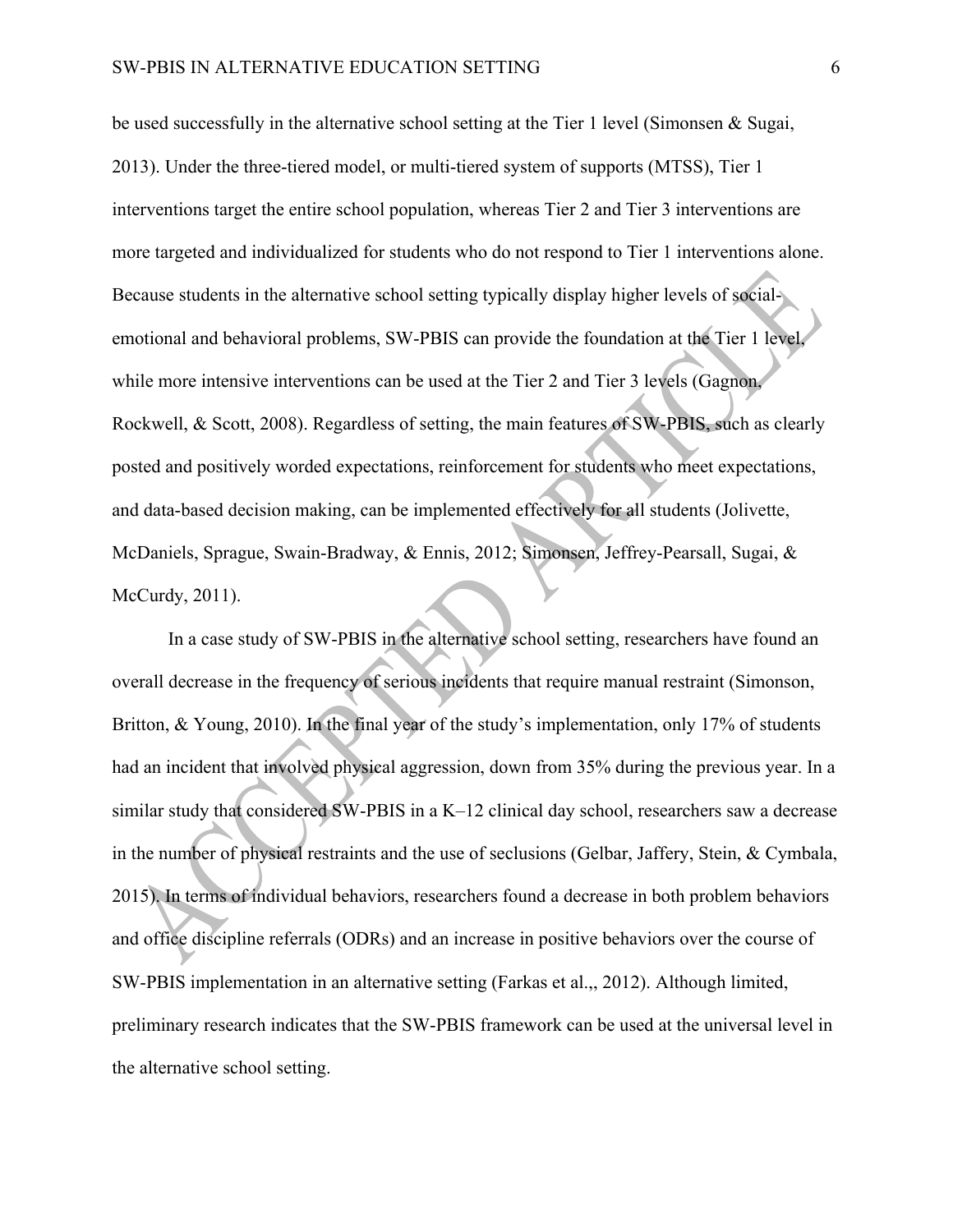be used successfully in the alternative school setting at the Tier 1 level (Simonsen & Sugai, 2013). Under the three-tiered model, or multi-tiered system of supports (MTSS), Tier 1 interventions target the entire school population, whereas Tier 2 and Tier 3 interventions are more targeted and individualized for students who do not respond to Tier 1 interventions alone. Because students in the alternative school setting typically display higher levels of social-emotional and behavioral problems, SW-PBIS can provide the foundation at the Tier 1 level, while more intensive interventions can be used at the Tier 2 and Tier 3 levels (Gagnon, Rockwell, & Scott, 2008). Regardless of setting, the main features of SW-PBIS, such as clearly posted and positively worded expectations, reinforcement for students who meet expectations, and data-based decision making, can be implemented effectively for all students (Jolivette, McDaniels, Sprague, Swain-Bradway, & Ennis, 2012; Simonsen, Jeffrey-Pearsall, Sugai, & McCurdy, 2011).

In a case study of SW-PBIS in the alternative school setting, researchers have found an overall decrease in the frequency of serious incidents that require manual restraint (Simonson, Britton, & Young, 2010). In the final year of the study's implementation, only 17% of students had an incident that involved physical aggression, down from 35% during the previous year. In a similar study that considered SW-PBIS in a K–12 clinical day school, researchers saw a decrease in the number of physical restraints and the use of seclusions (Gelbar, Jaffery, Stein, & Cymbala, 2015). In terms of individual behaviors, researchers found a decrease in both problem behaviors and office discipline referrals (ODRs) and an increase in positive behaviors over the course of SW-PBIS implementation in an alternative setting (Farkas et al.,, 2012). Although limited, preliminary research indicates that the SW-PBIS framework can be used at the universal level in the alternative school setting.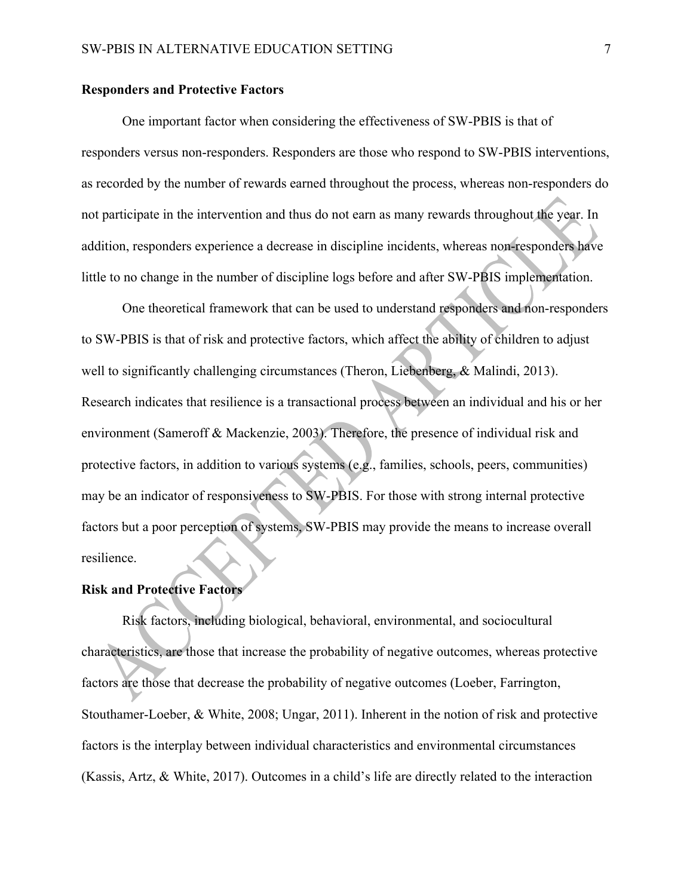**Responders and Protective Factors**

One important factor when considering the effectiveness of SW-PBIS is that of responders versus non-responders. Responders are those who respond to SW-PBIS interventions, as recorded by the number of rewards earned throughout the process, whereas non-responders do not participate in the intervention and thus do not earn as many rewards throughout the year. In addition, responders experience a decrease in discipline incidents, whereas non-responders have little to no change in the number of discipline logs before and after SW-PBIS implementation.

One theoretical framework that can be used to understand responders and non-responders to SW-PBIS is that of risk and protective factors, which affect the ability of children to adjust well to significantly challenging circumstances (Theron, Liebenberg, & Malindi, 2013). Research indicates that resilience is a transactional process between an individual and his or her environment (Sameroff & Mackenzie, 2003). Therefore, the presence of individual risk and protective factors, in addition to various systems (e.g., families, schools, peers, communities) may be an indicator of responsiveness to SW-PBIS. For those with strong internal protective factors but a poor perception of systems, SW-PBIS may provide the means to increase overall resilience.

**Risk and Protective Factors**

Risk factors, including biological, behavioral, environmental, and sociocultural characteristics, are those that increase the probability of negative outcomes, whereas protective factors are those that decrease the probability of negative outcomes (Loeber, Farrington, Stouthamer-Loeber, & White, 2008; Ungar, 2011). Inherent in the notion of risk and protective factors is the interplay between individual characteristics and environmental circumstances (Kassis, Artz, & White, 2017). Outcomes in a child's life are directly related to the interaction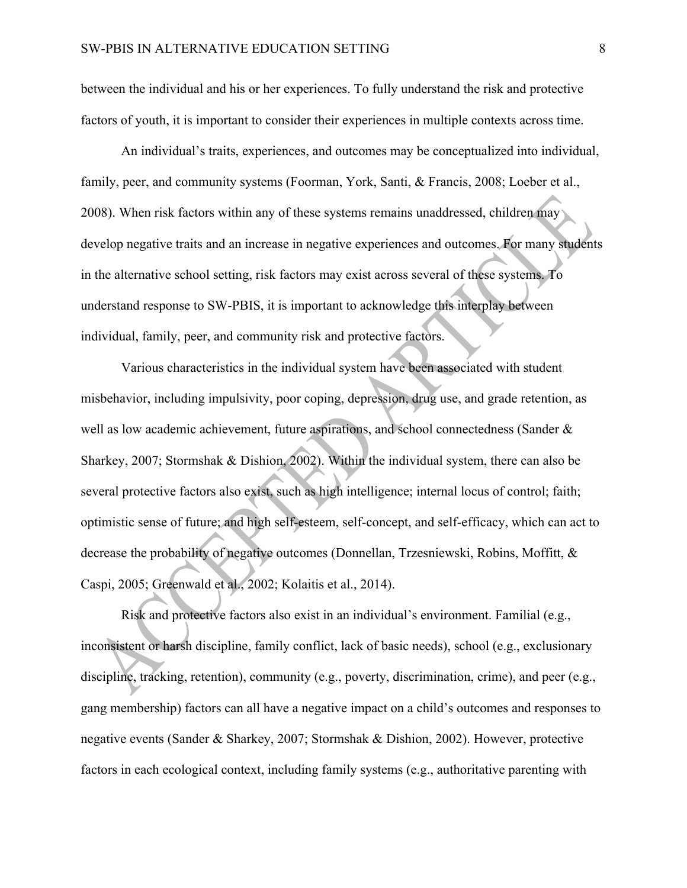between the individual and his or her experiences. To fully understand the risk and protective factors of youth, it is important to consider their experiences in multiple contexts across time.

An individual's traits, experiences, and outcomes may be conceptualized into individual, family, peer, and community systems (Foorman, York, Santi, & Francis, 2008; Loeber et al., 2008). When risk factors within any of these systems remains unaddressed, children may develop negative traits and an increase in negative experiences and outcomes. For many students in the alternative school setting, risk factors may exist across several of these systems. To understand response to SW-PBIS, it is important to acknowledge this interplay between individual, family, peer, and community risk and protective factors.

Various characteristics in the individual system have been associated with student misbehavior, including impulsivity, poor coping, depression, drug use, and grade retention, as well as low academic achievement, future aspirations, and school connectedness (Sander & Sharkey, 2007; Stormshak & Dishion, 2002). Within the individual system, there can also be several protective factors also exist, such as high intelligence; internal locus of control; faith; optimistic sense of future; and high self-esteem, self-concept, and self-efficacy, which can act to decrease the probability of negative outcomes (Donnellan, Trzesniewski, Robins, Moffitt, & Caspi, 2005; Greenwald et al., 2002; Kolaitis et al., 2014).

Risk and protective factors also exist in an individual's environment. Familial (e.g., inconsistent or harsh discipline, family conflict, lack of basic needs), school (e.g., exclusionary discipline, tracking, retention), community (e.g., poverty, discrimination, crime), and peer (e.g., gang membership) factors can all have a negative impact on a child's outcomes and responses to negative events (Sander & Sharkey, 2007; Stormshak & Dishion, 2002). However, protective factors in each ecological context, including family systems (e.g., authoritative parenting with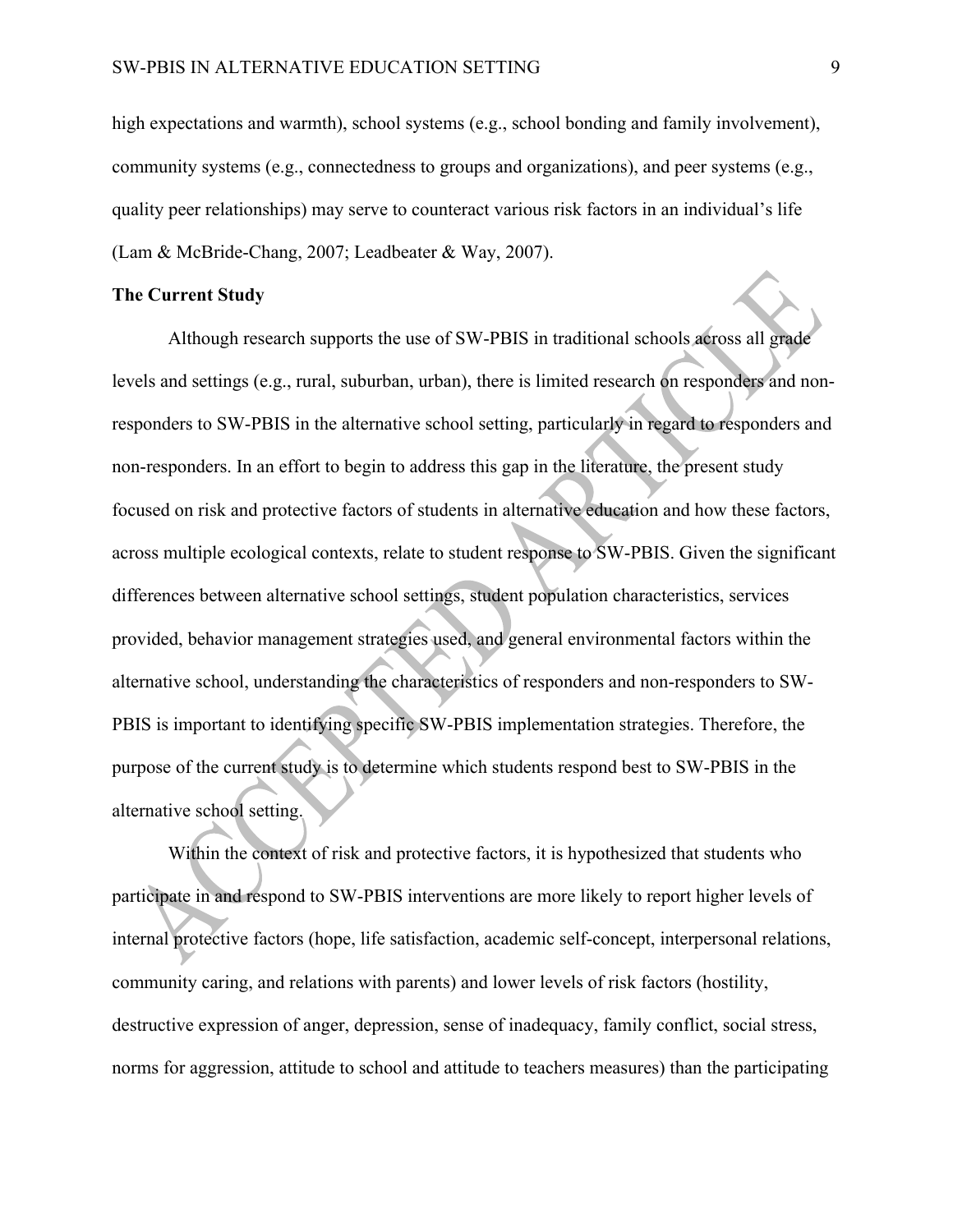high expectations and warmth), school systems (e.g., school bonding and family involvement), community systems (e.g., connectedness to groups and organizations), and peer systems (e.g., quality peer relationships) may serve to counteract various risk factors in an individual's life (Lam & McBride-Chang, 2007; Leadbeater & Way, 2007).

**The Current Study**

Although research supports the use of SW-PBIS in traditional schools across all grade levels and settings (e.g., rural, suburban, urban), there is limited research on responders and non-responders to SW-PBIS in the alternative school setting, particularly in regard to responders and non-responders. In an effort to begin to address this gap in the literature, the present study focused on risk and protective factors of students in alternative education and how these factors, across multiple ecological contexts, relate to student response to SW-PBIS. Given the significant differences between alternative school settings, student population characteristics, services provided, behavior management strategies used, and general environmental factors within the alternative school, understanding the characteristics of responders and non-responders to SW-PBIS is important to identifying specific SW-PBIS implementation strategies. Therefore, the purpose of the current study is to determine which students respond best to SW-PBIS in the alternative school setting.

Within the context of risk and protective factors, it is hypothesized that students who participate in and respond to SW-PBIS interventions are more likely to report higher levels of internal protective factors (hope, life satisfaction, academic self-concept, interpersonal relations, community caring, and relations with parents) and lower levels of risk factors (hostility, destructive expression of anger, depression, sense of inadequacy, family conflict, social stress, norms for aggression, attitude to school and attitude to teachers measures) than the participating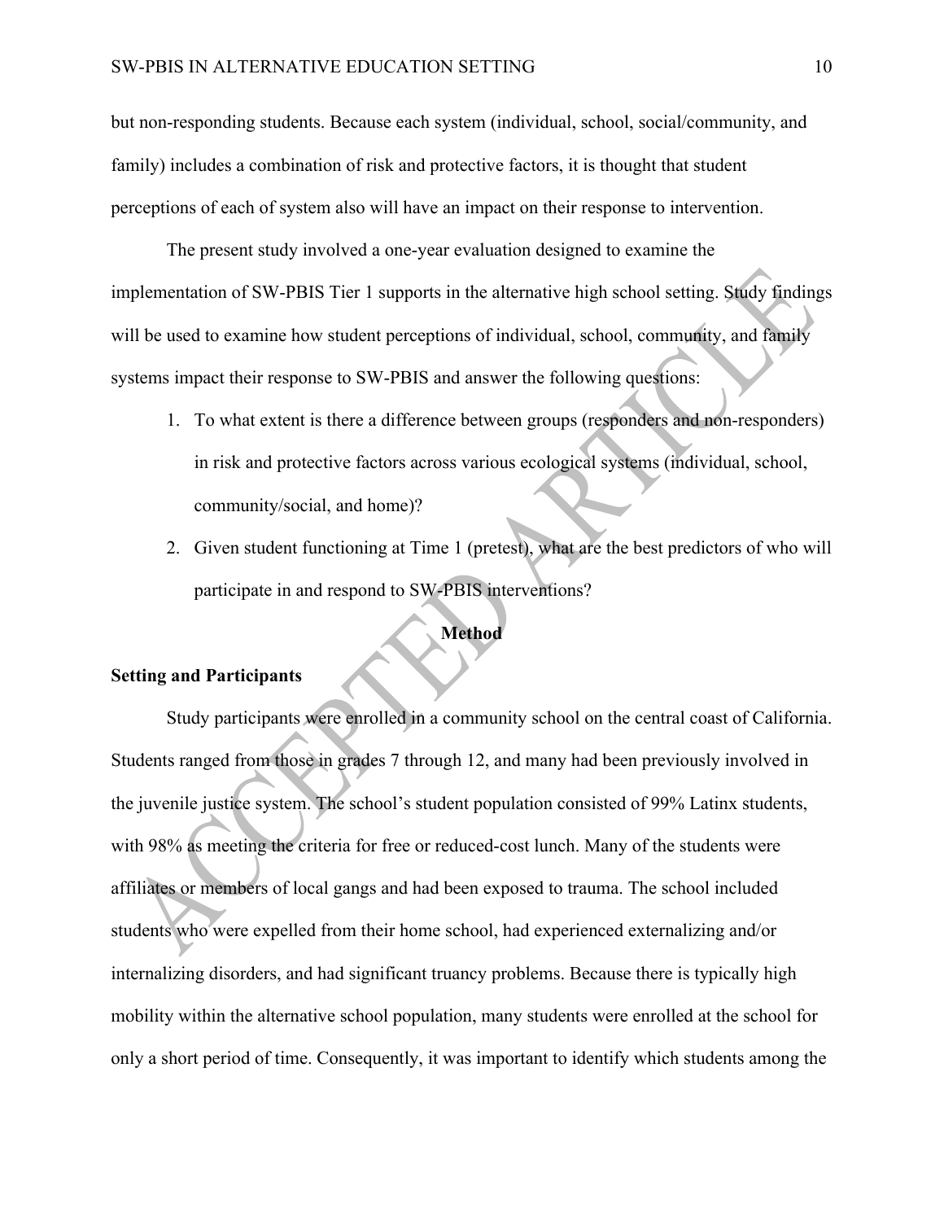but non-responding students. Because each system (individual, school, social/community, and family) includes a combination of risk and protective factors, it is thought that student perceptions of each of system also will have an impact on their response to intervention.

The present study involved a one-year evaluation designed to examine the implementation of SW-PBIS Tier 1 supports in the alternative high school setting. Study findings will be used to examine how student perceptions of individual, school, community, and family systems impact their response to SW-PBIS and answer the following questions:

1. To what extent is there a difference between groups (responders and non-responders) in risk and protective factors across various ecological systems (individual, school, community/social, and home)?
2. Given student functioning at Time 1 (pretest), what are the best predictors of who will participate in and respond to SW-PBIS interventions?

# Method

## Setting and Participants

Study participants were enrolled in a community school on the central coast of California. Students ranged from those in grades 7 through 12, and many had been previously involved in the juvenile justice system. The school's student population consisted of 99% Latinx students, with 98% as meeting the criteria for free or reduced-cost lunch. Many of the students were affiliates or members of local gangs and had been exposed to trauma. The school included students who were expelled from their home school, had experienced externalizing and/or internalizing disorders, and had significant truancy problems. Because there is typically high mobility within the alternative school population, many students were enrolled at the school for only a short period of time. Consequently, it was important to identify which students among the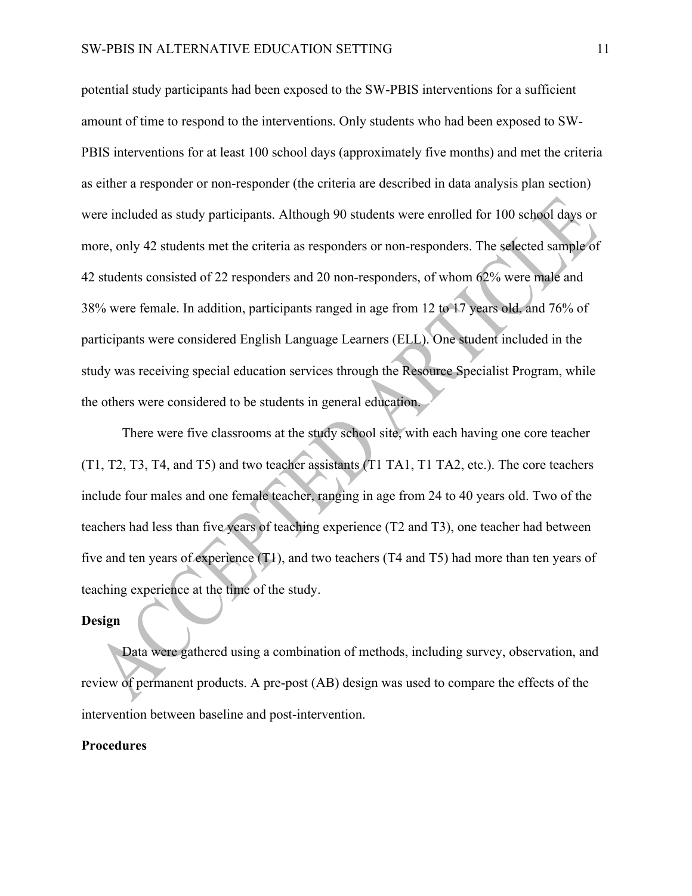potential study participants had been exposed to the SW-PBIS interventions for a sufficient amount of time to respond to the interventions. Only students who had been exposed to SW-PBIS interventions for at least 100 school days (approximately five months) and met the criteria as either a responder or non-responder (the criteria are described in data analysis plan section) were included as study participants. Although 90 students were enrolled for 100 school days or more, only 42 students met the criteria as responders or non-responders. The selected sample of 42 students consisted of 22 responders and 20 non-responders, of whom 62% were male and 38% were female. In addition, participants ranged in age from 12 to 17 years old, and 76% of participants were considered English Language Learners (ELL). One student included in the study was receiving special education services through the Resource Specialist Program, while the others were considered to be students in general education.

There were five classrooms at the study school site, with each having one core teacher (T1, T2, T3, T4, and T5) and two teacher assistants (T1 TA1, T1 TA2, etc.). The core teachers include four males and one female teacher, ranging in age from 24 to 40 years old. Two of the teachers had less than five years of teaching experience (T2 and T3), one teacher had between five and ten years of experience (T1), and two teachers (T4 and T5) had more than ten years of teaching experience at the time of the study.

**Design**

Data were gathered using a combination of methods, including survey, observation, and review of permanent products. A pre-post (AB) design was used to compare the effects of the intervention between baseline and post-intervention.

**Procedures**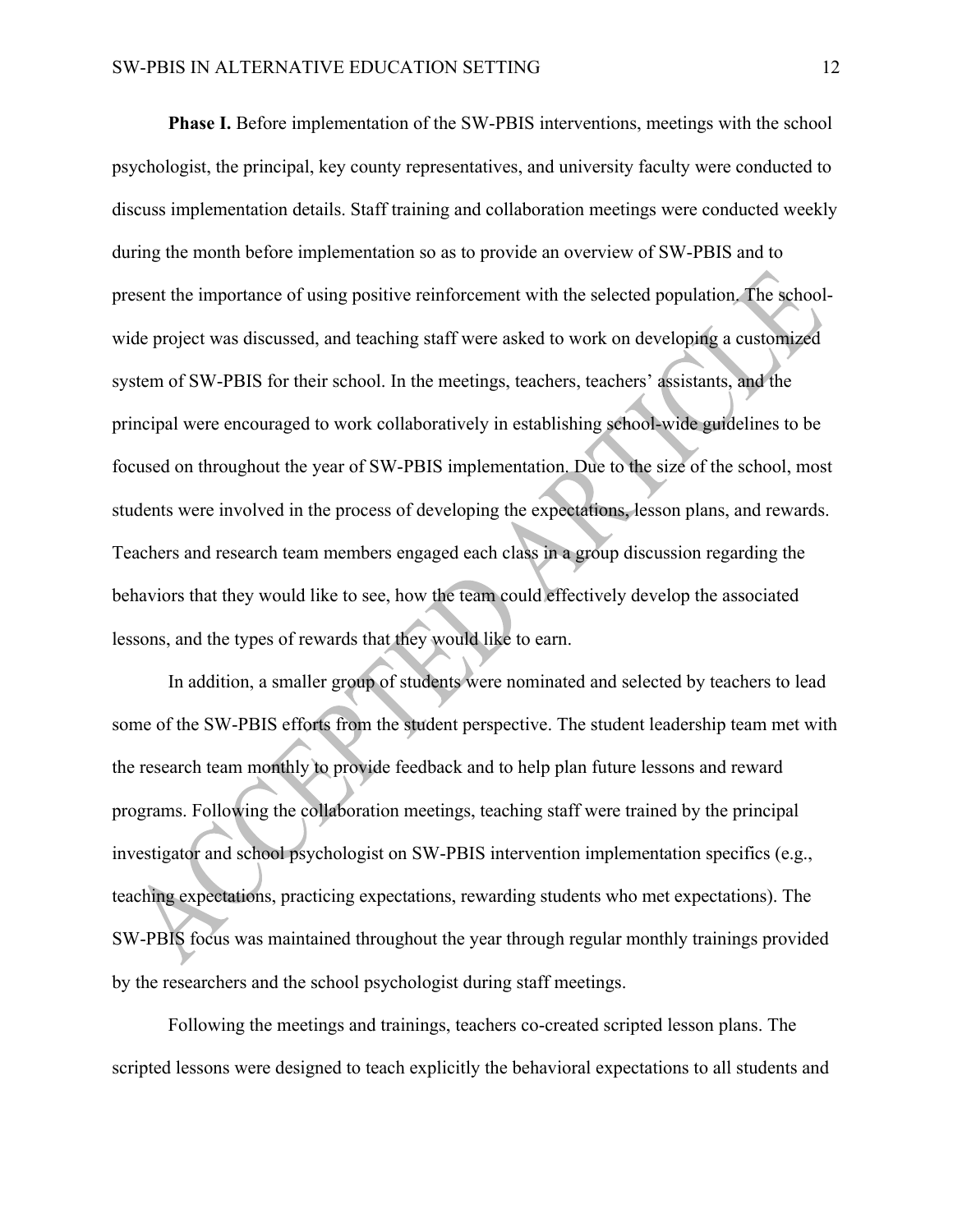**Phase I.** Before implementation of the SW-PBIS interventions, meetings with the school psychologist, the principal, key county representatives, and university faculty were conducted to discuss implementation details. Staff training and collaboration meetings were conducted weekly during the month before implementation so as to provide an overview of SW-PBIS and to present the importance of using positive reinforcement with the selected population. The school-wide project was discussed, and teaching staff were asked to work on developing a customized system of SW-PBIS for their school. In the meetings, teachers, teachers' assistants, and the principal were encouraged to work collaboratively in establishing school-wide guidelines to be focused on throughout the year of SW-PBIS implementation. Due to the size of the school, most students were involved in the process of developing the expectations, lesson plans, and rewards. Teachers and research team members engaged each class in a group discussion regarding the behaviors that they would like to see, how the team could effectively develop the associated lessons, and the types of rewards that they would like to earn.

In addition, a smaller group of students were nominated and selected by teachers to lead some of the SW-PBIS efforts from the student perspective. The student leadership team met with the research team monthly to provide feedback and to help plan future lessons and reward programs. Following the collaboration meetings, teaching staff were trained by the principal investigator and school psychologist on SW-PBIS intervention implementation specifics (e.g., teaching expectations, practicing expectations, rewarding students who met expectations). The SW-PBIS focus was maintained throughout the year through regular monthly trainings provided by the researchers and the school psychologist during staff meetings.

Following the meetings and trainings, teachers co-created scripted lesson plans. The scripted lessons were designed to teach explicitly the behavioral expectations to all students and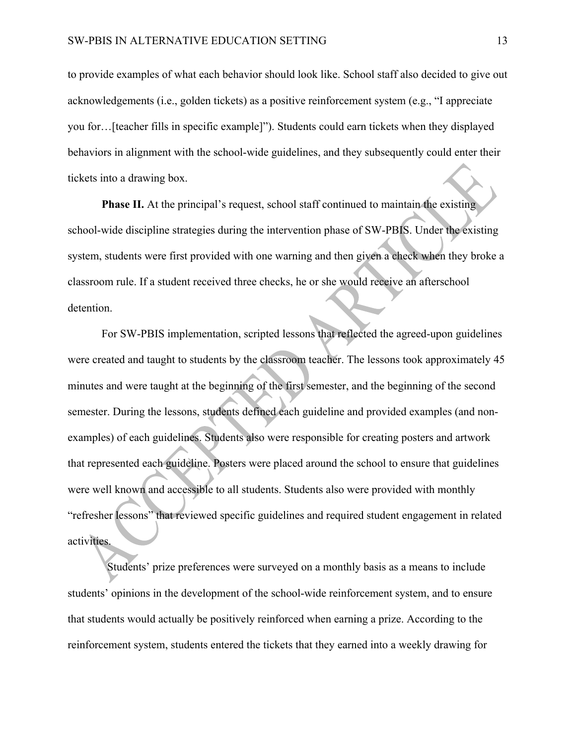to provide examples of what each behavior should look like. School staff also decided to give out acknowledgements (i.e., golden tickets) as a positive reinforcement system (e.g., "I appreciate you for…[teacher fills in specific example]"). Students could earn tickets when they displayed behaviors in alignment with the school-wide guidelines, and they subsequently could enter their tickets into a drawing box.

**Phase II.** At the principal's request, school staff continued to maintain the existing school-wide discipline strategies during the intervention phase of SW-PBIS. Under the existing system, students were first provided with one warning and then given a check when they broke a classroom rule. If a student received three checks, he or she would receive an afterschool detention.

For SW-PBIS implementation, scripted lessons that reflected the agreed-upon guidelines were created and taught to students by the classroom teacher. The lessons took approximately 45 minutes and were taught at the beginning of the first semester, and the beginning of the second semester. During the lessons, students defined each guideline and provided examples (and non-examples) of each guidelines. Students also were responsible for creating posters and artwork that represented each guideline. Posters were placed around the school to ensure that guidelines were well known and accessible to all students. Students also were provided with monthly "refresher lessons" that reviewed specific guidelines and required student engagement in related activities.

Students' prize preferences were surveyed on a monthly basis as a means to include students' opinions in the development of the school-wide reinforcement system, and to ensure that students would actually be positively reinforced when earning a prize. According to the reinforcement system, students entered the tickets that they earned into a weekly drawing for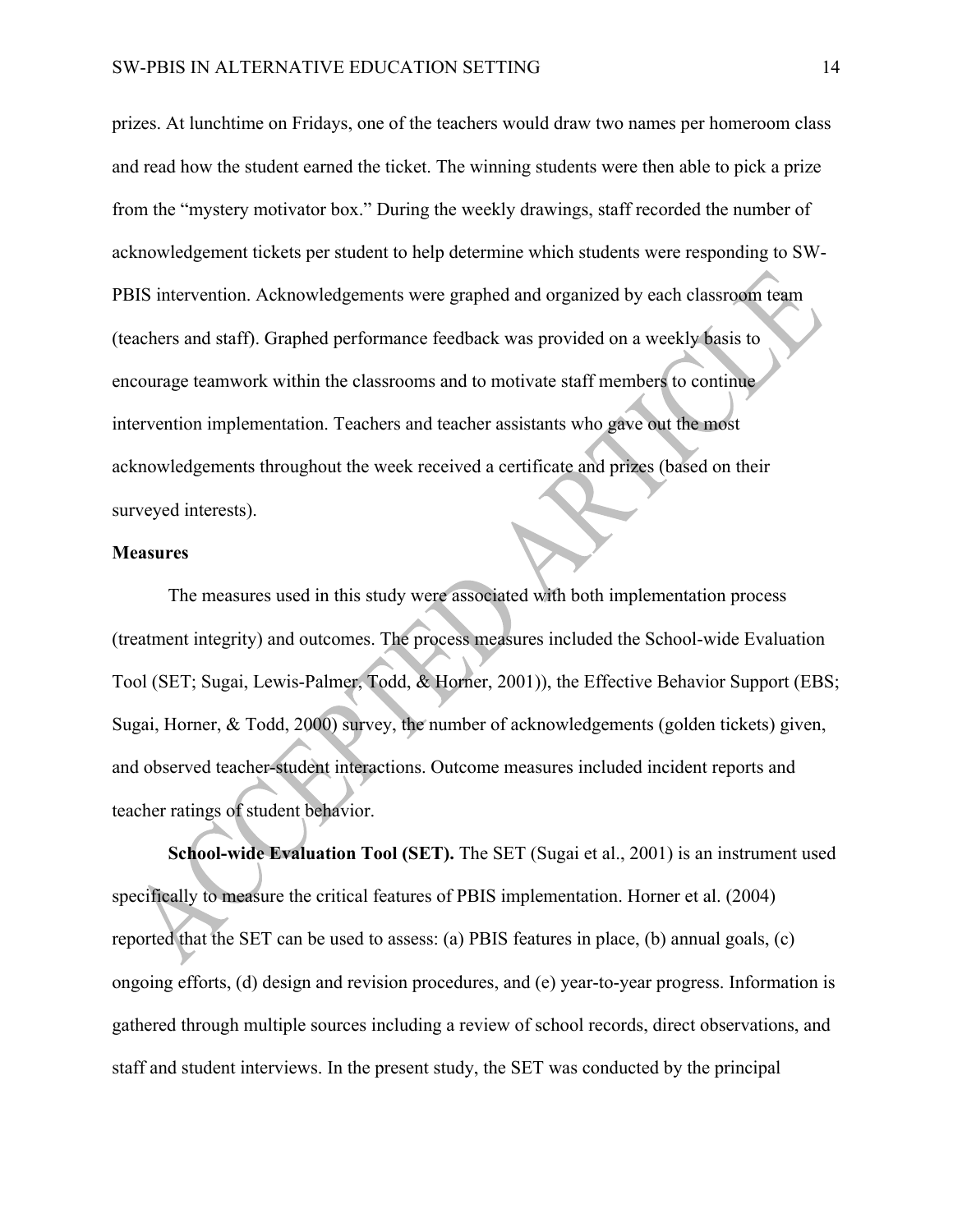prizes. At lunchtime on Fridays, one of the teachers would draw two names per homeroom class and read how the student earned the ticket. The winning students were then able to pick a prize from the "mystery motivator box." During the weekly drawings, staff recorded the number of acknowledgement tickets per student to help determine which students were responding to SW-PBIS intervention. Acknowledgements were graphed and organized by each classroom team (teachers and staff). Graphed performance feedback was provided on a weekly basis to encourage teamwork within the classrooms and to motivate staff members to continue intervention implementation. Teachers and teacher assistants who gave out the most acknowledgements throughout the week received a certificate and prizes (based on their surveyed interests).

## Measures

The measures used in this study were associated with both implementation process (treatment integrity) and outcomes. The process measures included the School-wide Evaluation Tool (SET; Sugai, Lewis-Palmer, Todd, & Horner, 2001)), the Effective Behavior Support (EBS; Sugai, Horner, & Todd, 2000) survey, the number of acknowledgements (golden tickets) given, and observed teacher-student interactions. Outcome measures included incident reports and teacher ratings of student behavior.

**School-wide Evaluation Tool (SET).** The SET (Sugai et al., 2001) is an instrument used specifically to measure the critical features of PBIS implementation. Horner et al. (2004) reported that the SET can be used to assess: (a) PBIS features in place, (b) annual goals, (c) ongoing efforts, (d) design and revision procedures, and (e) year-to-year progress. Information is gathered through multiple sources including a review of school records, direct observations, and staff and student interviews. In the present study, the SET was conducted by the principal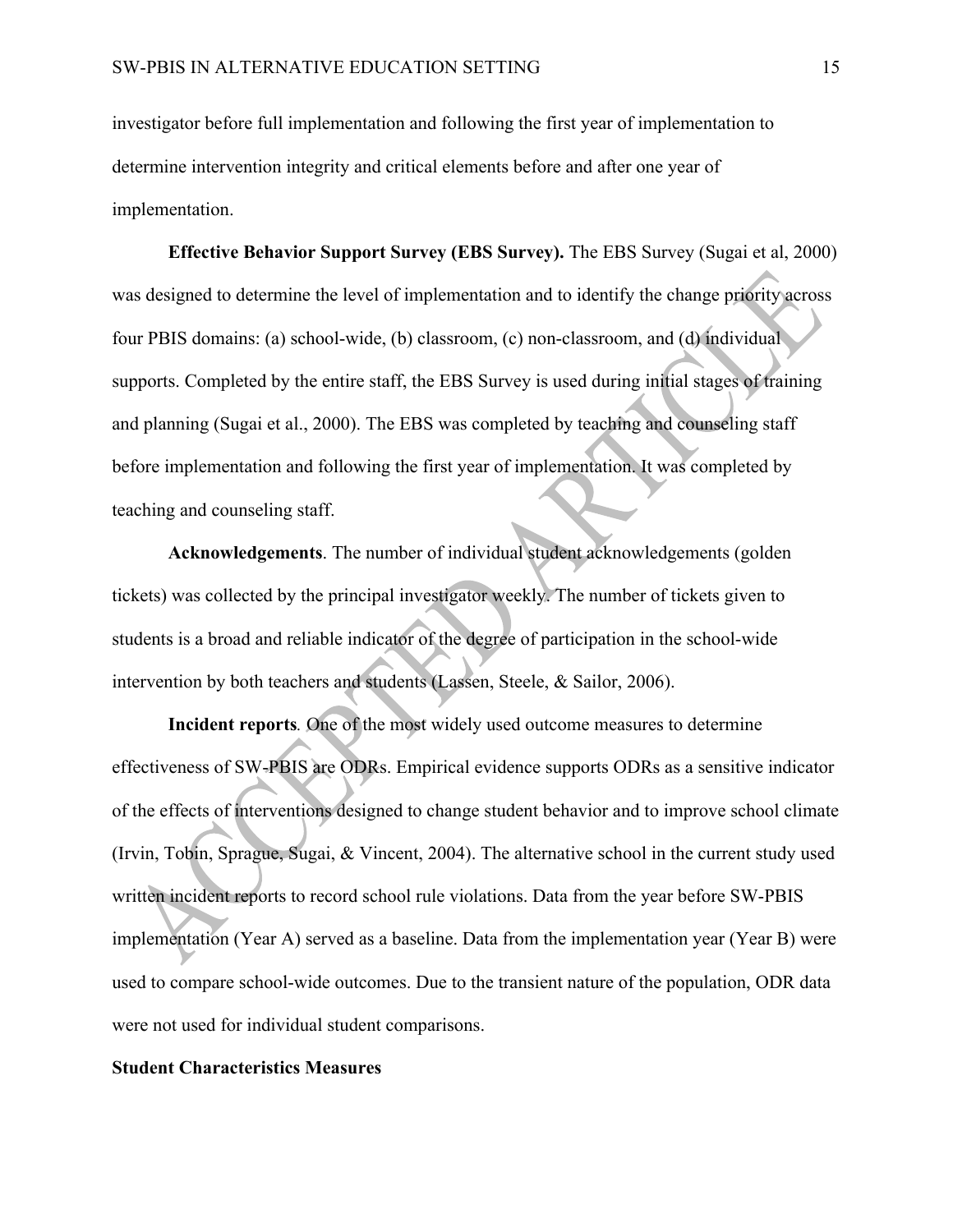investigator before full implementation and following the first year of implementation to determine intervention integrity and critical elements before and after one year of implementation.

**Effective Behavior Support Survey (EBS Survey).** The EBS Survey (Sugai et al, 2000) was designed to determine the level of implementation and to identify the change priority across four PBIS domains: (a) school-wide, (b) classroom, (c) non-classroom, and (d) individual supports. Completed by the entire staff, the EBS Survey is used during initial stages of training and planning (Sugai et al., 2000). The EBS was completed by teaching and counseling staff before implementation and following the first year of implementation. It was completed by teaching and counseling staff.

**Acknowledgements**. The number of individual student acknowledgements (golden tickets) was collected by the principal investigator weekly. The number of tickets given to students is a broad and reliable indicator of the degree of participation in the school-wide intervention by both teachers and students (Lassen, Steele, & Sailor, 2006).

**Incident reports***.* One of the most widely used outcome measures to determine effectiveness of SW-PBIS are ODRs. Empirical evidence supports ODRs as a sensitive indicator of the effects of interventions designed to change student behavior and to improve school climate (Irvin, Tobin, Sprague, Sugai, & Vincent, 2004). The alternative school in the current study used written incident reports to record school rule violations. Data from the year before SW-PBIS implementation (Year A) served as a baseline. Data from the implementation year (Year B) were used to compare school-wide outcomes. Due to the transient nature of the population, ODR data were not used for individual student comparisons.

**Student Characteristics Measures**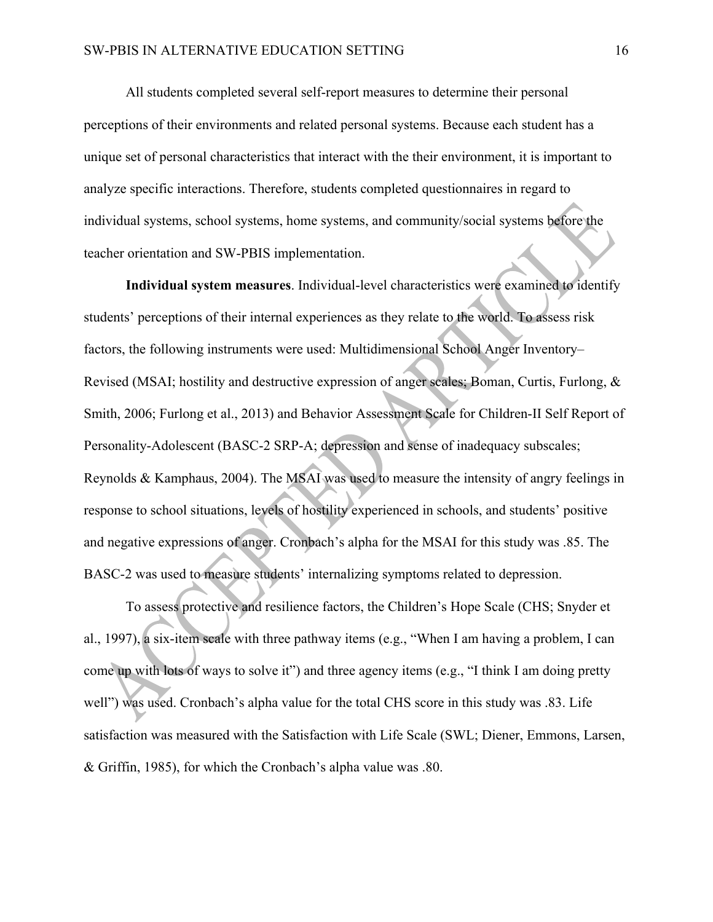All students completed several self-report measures to determine their personal perceptions of their environments and related personal systems. Because each student has a unique set of personal characteristics that interact with the their environment, it is important to analyze specific interactions. Therefore, students completed questionnaires in regard to individual systems, school systems, home systems, and community/social systems before the teacher orientation and SW-PBIS implementation.

**Individual system measures**. Individual-level characteristics were examined to identify students' perceptions of their internal experiences as they relate to the world. To assess risk factors, the following instruments were used: Multidimensional School Anger Inventory–Revised (MSAI; hostility and destructive expression of anger scales; Boman, Curtis, Furlong, & Smith, 2006; Furlong et al., 2013) and Behavior Assessment Scale for Children-II Self Report of Personality-Adolescent (BASC-2 SRP-A; depression and sense of inadequacy subscales; Reynolds & Kamphaus, 2004). The MSAI was used to measure the intensity of angry feelings in response to school situations, levels of hostility experienced in schools, and students' positive and negative expressions of anger. Cronbach's alpha for the MSAI for this study was .85. The BASC-2 was used to measure students' internalizing symptoms related to depression.

To assess protective and resilience factors, the Children's Hope Scale (CHS; Snyder et al., 1997), a six-item scale with three pathway items (e.g., "When I am having a problem, I can come up with lots of ways to solve it") and three agency items (e.g., "I think I am doing pretty well") was used. Cronbach's alpha value for the total CHS score in this study was .83. Life satisfaction was measured with the Satisfaction with Life Scale (SWL; Diener, Emmons, Larsen, & Griffin, 1985), for which the Cronbach's alpha value was .80.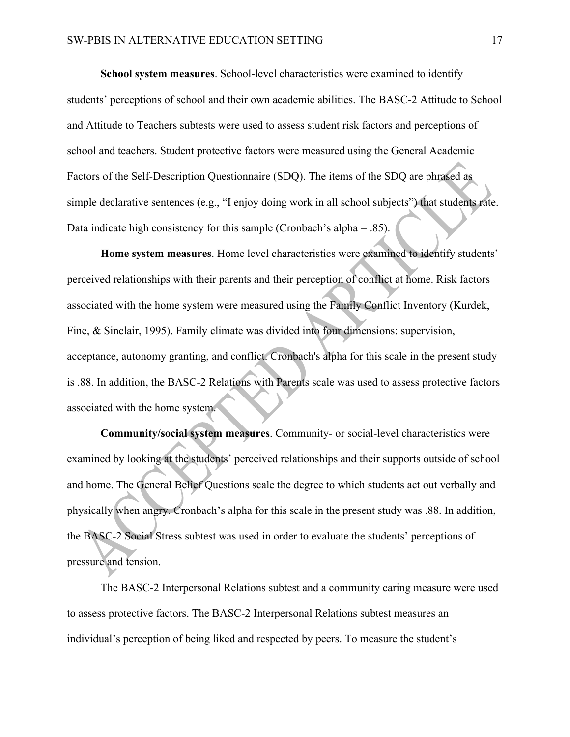**School system measures**. School-level characteristics were examined to identify students' perceptions of school and their own academic abilities. The BASC-2 Attitude to School and Attitude to Teachers subtests were used to assess student risk factors and perceptions of school and teachers. Student protective factors were measured using the General Academic Factors of the Self-Description Questionnaire (SDQ). The items of the SDQ are phrased as simple declarative sentences (e.g., "I enjoy doing work in all school subjects") that students rate. Data indicate high consistency for this sample (Cronbach's alpha = .85).

**Home system measures**. Home level characteristics were examined to identify students' perceived relationships with their parents and their perception of conflict at home. Risk factors associated with the home system were measured using the Family Conflict Inventory (Kurdek, Fine, & Sinclair, 1995). Family climate was divided into four dimensions: supervision, acceptance, autonomy granting, and conflict. Cronbach's alpha for this scale in the present study is .88. In addition, the BASC-2 Relations with Parents scale was used to assess protective factors associated with the home system.

**Community/social system measures**. Community- or social-level characteristics were examined by looking at the students' perceived relationships and their supports outside of school and home. The General Belief Questions scale the degree to which students act out verbally and physically when angry. Cronbach's alpha for this scale in the present study was .88. In addition, the BASC-2 Social Stress subtest was used in order to evaluate the students' perceptions of pressure and tension.

The BASC-2 Interpersonal Relations subtest and a community caring measure were used to assess protective factors. The BASC-2 Interpersonal Relations subtest measures an individual's perception of being liked and respected by peers. To measure the student's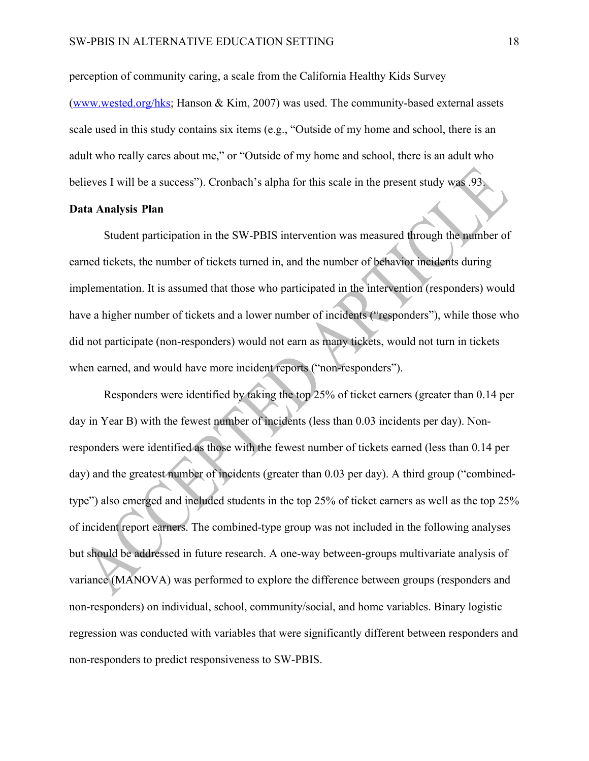perception of community caring, a scale from the California Healthy Kids Survey (www.wested.org/hks; Hanson & Kim, 2007) was used. The community-based external assets scale used in this study contains six items (e.g., "Outside of my home and school, there is an adult who really cares about me," or "Outside of my home and school, there is an adult who believes I will be a success"). Cronbach's alpha for this scale in the present study was .93.

**Data Analysis Plan**

Student participation in the SW-PBIS intervention was measured through the number of earned tickets, the number of tickets turned in, and the number of behavior incidents during implementation. It is assumed that those who participated in the intervention (responders) would have a higher number of tickets and a lower number of incidents ("responders"), while those who did not participate (non-responders) would not earn as many tickets, would not turn in tickets when earned, and would have more incident reports ("non-responders").

Responders were identified by taking the top 25% of ticket earners (greater than 0.14 per day in Year B) with the fewest number of incidents (less than 0.03 incidents per day). Non-responders were identified as those with the fewest number of tickets earned (less than 0.14 per day) and the greatest number of incidents (greater than 0.03 per day). A third group ("combined-type") also emerged and included students in the top 25% of ticket earners as well as the top 25% of incident report earners. The combined-type group was not included in the following analyses but should be addressed in future research. A one-way between-groups multivariate analysis of variance (MANOVA) was performed to explore the difference between groups (responders and non-responders) on individual, school, community/social, and home variables. Binary logistic regression was conducted with variables that were significantly different between responders and non-responders to predict responsiveness to SW-PBIS.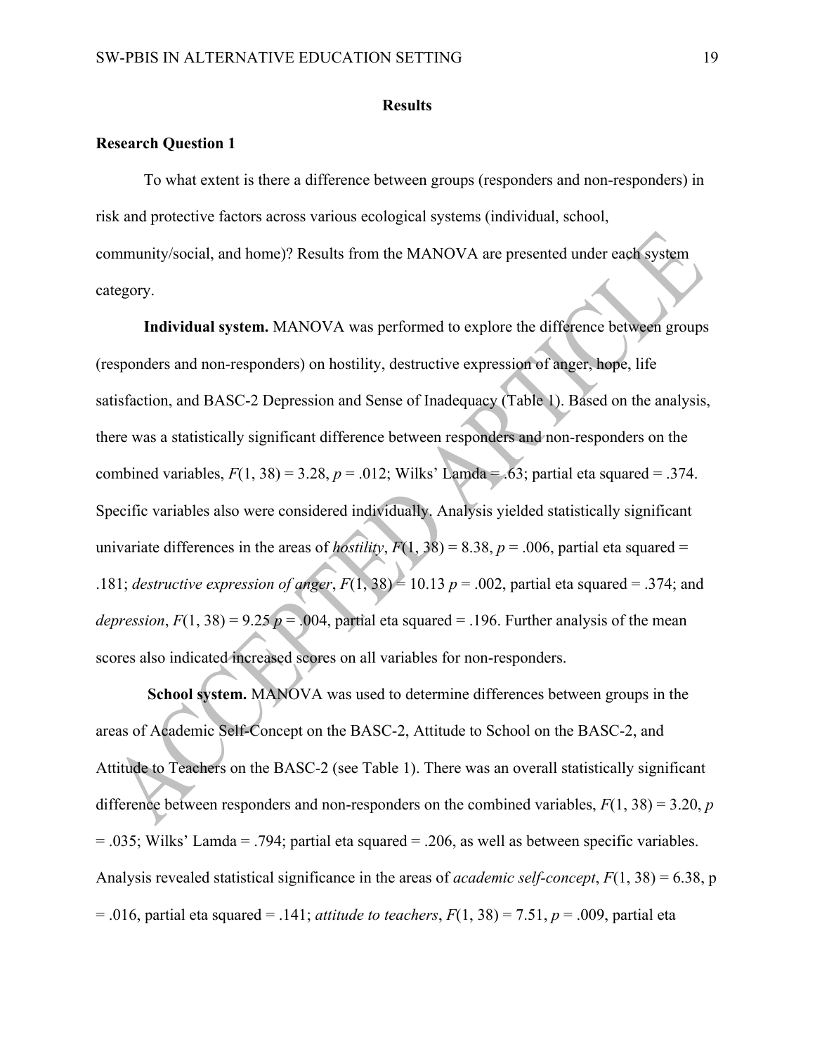## Results

### Research Question 1

To what extent is there a difference between groups (responders and non-responders) in risk and protective factors across various ecological systems (individual, school, community/social, and home)? Results from the MANOVA are presented under each system category.

**Individual system.** MANOVA was performed to explore the difference between groups (responders and non-responders) on hostility, destructive expression of anger, hope, life satisfaction, and BASC-2 Depression and Sense of Inadequacy (Table 1). Based on the analysis, there was a statistically significant difference between responders and non-responders on the combined variables, $F(1, 38) = 3.28$, $p = .012$; Wilks' Lamda = .63; partial eta squared = .374. Specific variables also were considered individually. Analysis yielded statistically significant univariate differences in the areas of *hostility*, $F(1, 38) = 8.38$, $p = .006$, partial eta squared = .181; *destructive expression of anger*, $F(1, 38) = 10.13$ $p = .002$, partial eta squared = .374; and *depression*, $F(1, 38) = 9.25$ $p = .004$, partial eta squared = .196. Further analysis of the mean scores also indicated increased scores on all variables for non-responders.

**School system.** MANOVA was used to determine differences between groups in the areas of Academic Self-Concept on the BASC-2, Attitude to School on the BASC-2, and Attitude to Teachers on the BASC-2 (see Table 1). There was an overall statistically significant difference between responders and non-responders on the combined variables, $F(1, 38) = 3.20$, $p = .035$; Wilks' Lamda = .794; partial eta squared = .206, as well as between specific variables. Analysis revealed statistical significance in the areas of *academic self-concept*, $F(1, 38) = 6.38$, $p = .016$, partial eta squared = .141; *attitude to teachers*, $F(1, 38) = 7.51$, $p = .009$, partial eta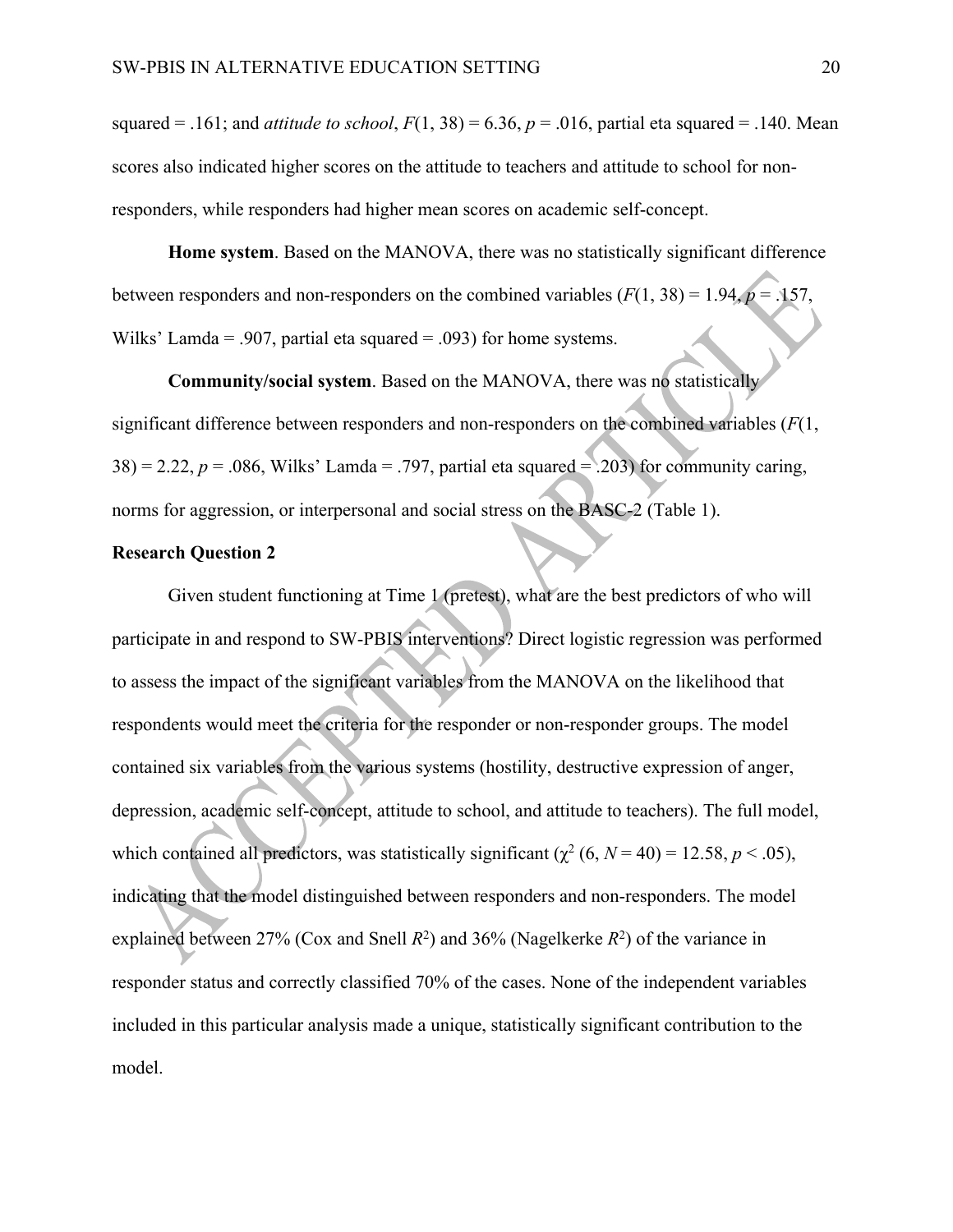squared = .161; and *attitude to school*, $F(1, 38) = 6.36$, $p = .016$, partial eta squared = .140. Mean scores also indicated higher scores on the attitude to teachers and attitude to school for non-responders, while responders had higher mean scores on academic self-concept.

**Home system**. Based on the MANOVA, there was no statistically significant difference between responders and non-responders on the combined variables ($F(1, 38) = 1.94$, $p = .157$, Wilks' Lamda = .907, partial eta squared = .093) for home systems.

**Community/social system**. Based on the MANOVA, there was no statistically significant difference between responders and non-responders on the combined variables ($F(1, 38) = 2.22$, $p = .086$, Wilks' Lamda = .797, partial eta squared = .203) for community caring, norms for aggression, or interpersonal and social stress on the BASC-2 (Table 1).

**Research Question 2**

Given student functioning at Time 1 (pretest), what are the best predictors of who will participate in and respond to SW-PBIS interventions? Direct logistic regression was performed to assess the impact of the significant variables from the MANOVA on the likelihood that respondents would meet the criteria for the responder or non-responder groups. The model contained six variables from the various systems (hostility, destructive expression of anger, depression, academic self-concept, attitude to school, and attitude to teachers). The full model, which contained all predictors, was statistically significant ($\chi^2$ (6, $N = 40$) = 12.58, $p < .05$), indicating that the model distinguished between responders and non-responders. The model explained between 27% (Cox and Snell $R^2$) and 36% (Nagelkerke $R^2$) of the variance in responder status and correctly classified 70% of the cases. None of the independent variables included in this particular analysis made a unique, statistically significant contribution to the model.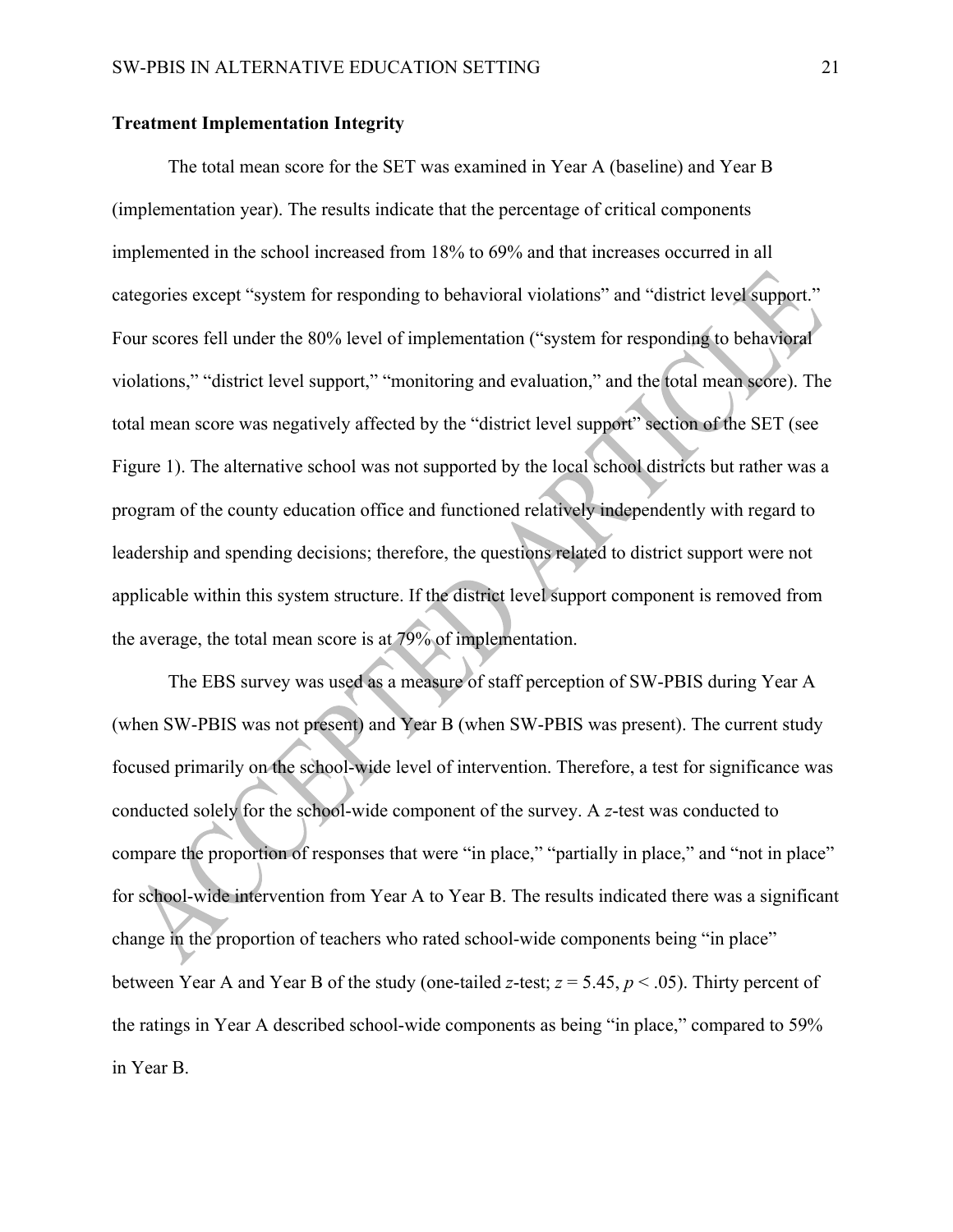**Treatment Implementation Integrity**

The total mean score for the SET was examined in Year A (baseline) and Year B (implementation year). The results indicate that the percentage of critical components implemented in the school increased from 18% to 69% and that increases occurred in all categories except "system for responding to behavioral violations" and "district level support." Four scores fell under the 80% level of implementation ("system for responding to behavioral violations," "district level support," "monitoring and evaluation," and the total mean score). The total mean score was negatively affected by the "district level support" section of the SET (see Figure 1). The alternative school was not supported by the local school districts but rather was a program of the county education office and functioned relatively independently with regard to leadership and spending decisions; therefore, the questions related to district support were not applicable within this system structure. If the district level support component is removed from the average, the total mean score is at 79% of implementation.

The EBS survey was used as a measure of staff perception of SW-PBIS during Year A (when SW-PBIS was not present) and Year B (when SW-PBIS was present). The current study focused primarily on the school-wide level of intervention. Therefore, a test for significance was conducted solely for the school-wide component of the survey. A *z*-test was conducted to compare the proportion of responses that were "in place," "partially in place," and "not in place" for school-wide intervention from Year A to Year B. The results indicated there was a significant change in the proportion of teachers who rated school-wide components being "in place" between Year A and Year B of the study (one-tailed *z*-test; $z = 5.45$, $p < .05$). Thirty percent of the ratings in Year A described school-wide components as being "in place," compared to 59% in Year B.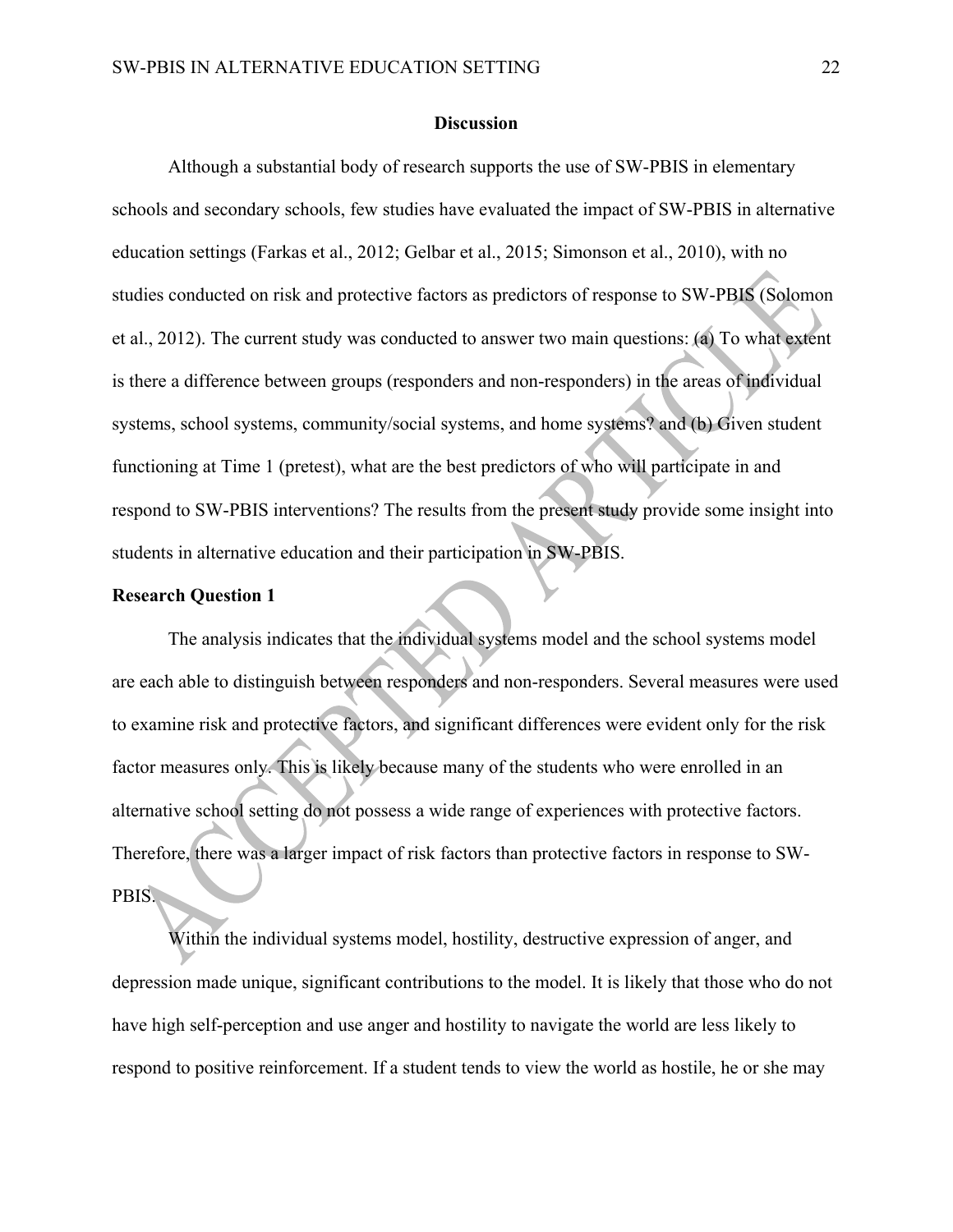## Discussion

Although a substantial body of research supports the use of SW-PBIS in elementary schools and secondary schools, few studies have evaluated the impact of SW-PBIS in alternative education settings (Farkas et al., 2012; Gelbar et al., 2015; Simonson et al., 2010), with no studies conducted on risk and protective factors as predictors of response to SW-PBIS (Solomon et al., 2012). The current study was conducted to answer two main questions: (a) To what extent is there a difference between groups (responders and non-responders) in the areas of individual systems, school systems, community/social systems, and home systems? and (b) Given student functioning at Time 1 (pretest), what are the best predictors of who will participate in and respond to SW-PBIS interventions? The results from the present study provide some insight into students in alternative education and their participation in SW-PBIS.

### Research Question 1

The analysis indicates that the individual systems model and the school systems model are each able to distinguish between responders and non-responders. Several measures were used to examine risk and protective factors, and significant differences were evident only for the risk factor measures only. This is likely because many of the students who were enrolled in an alternative school setting do not possess a wide range of experiences with protective factors. Therefore, there was a larger impact of risk factors than protective factors in response to SW-PBIS.

Within the individual systems model, hostility, destructive expression of anger, and depression made unique, significant contributions to the model. It is likely that those who do not have high self-perception and use anger and hostility to navigate the world are less likely to respond to positive reinforcement. If a student tends to view the world as hostile, he or she may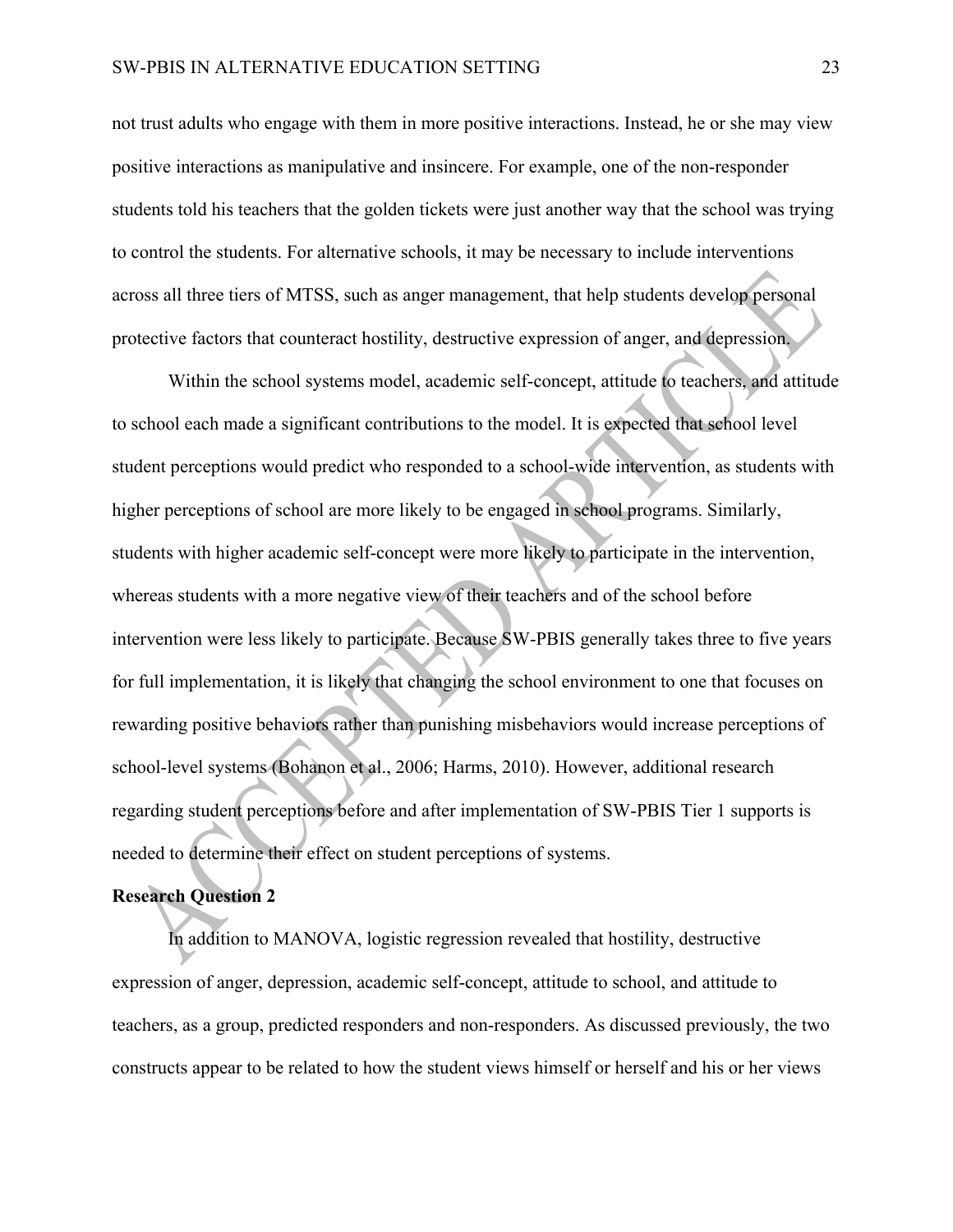not trust adults who engage with them in more positive interactions. Instead, he or she may view positive interactions as manipulative and insincere. For example, one of the non-responder students told his teachers that the golden tickets were just another way that the school was trying to control the students. For alternative schools, it may be necessary to include interventions across all three tiers of MTSS, such as anger management, that help students develop personal protective factors that counteract hostility, destructive expression of anger, and depression.

Within the school systems model, academic self-concept, attitude to teachers, and attitude to school each made a significant contributions to the model. It is expected that school level student perceptions would predict who responded to a school-wide intervention, as students with higher perceptions of school are more likely to be engaged in school programs. Similarly, students with higher academic self-concept were more likely to participate in the intervention, whereas students with a more negative view of their teachers and of the school before intervention were less likely to participate. Because SW-PBIS generally takes three to five years for full implementation, it is likely that changing the school environment to one that focuses on rewarding positive behaviors rather than punishing misbehaviors would increase perceptions of school-level systems (Bohanon et al., 2006; Harms, 2010). However, additional research regarding student perceptions before and after implementation of SW-PBIS Tier 1 supports is needed to determine their effect on student perceptions of systems.

**Research Question 2**

In addition to MANOVA, logistic regression revealed that hostility, destructive expression of anger, depression, academic self-concept, attitude to school, and attitude to teachers, as a group, predicted responders and non-responders. As discussed previously, the two constructs appear to be related to how the student views himself or herself and his or her views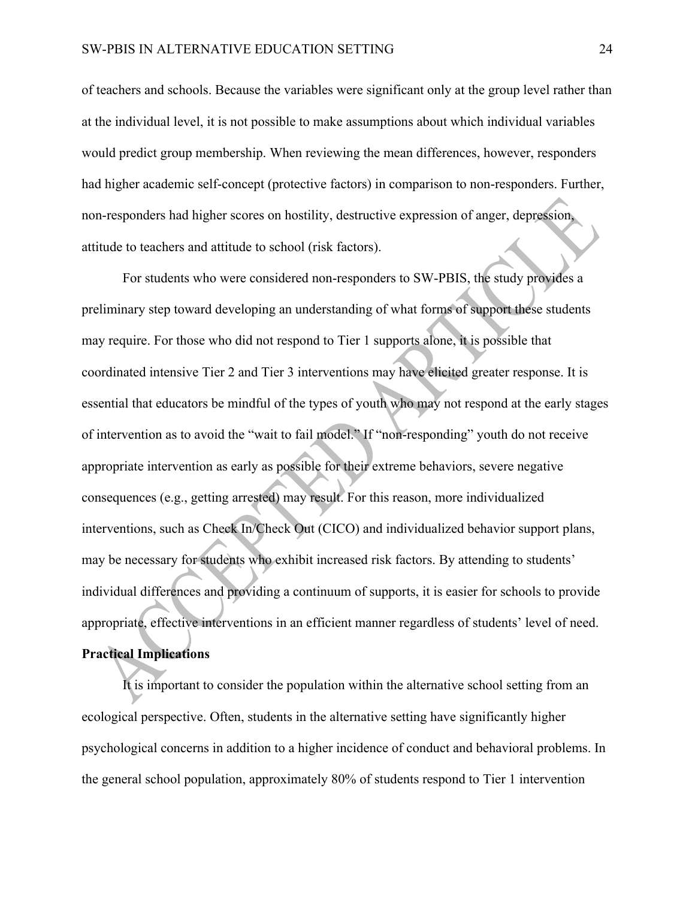of teachers and schools. Because the variables were significant only at the group level rather than at the individual level, it is not possible to make assumptions about which individual variables would predict group membership. When reviewing the mean differences, however, responders had higher academic self-concept (protective factors) in comparison to non-responders. Further, non-responders had higher scores on hostility, destructive expression of anger, depression, attitude to teachers and attitude to school (risk factors).

For students who were considered non-responders to SW-PBIS, the study provides a preliminary step toward developing an understanding of what forms of support these students may require. For those who did not respond to Tier 1 supports alone, it is possible that coordinated intensive Tier 2 and Tier 3 interventions may have elicited greater response. It is essential that educators be mindful of the types of youth who may not respond at the early stages of intervention as to avoid the "wait to fail model." If "non-responding" youth do not receive appropriate intervention as early as possible for their extreme behaviors, severe negative consequences (e.g., getting arrested) may result. For this reason, more individualized interventions, such as Check In/Check Out (CICO) and individualized behavior support plans, may be necessary for students who exhibit increased risk factors. By attending to students' individual differences and providing a continuum of supports, it is easier for schools to provide appropriate, effective interventions in an efficient manner regardless of students' level of need.

## Practical Implications

It is important to consider the population within the alternative school setting from an ecological perspective. Often, students in the alternative setting have significantly higher psychological concerns in addition to a higher incidence of conduct and behavioral problems. In the general school population, approximately 80% of students respond to Tier 1 intervention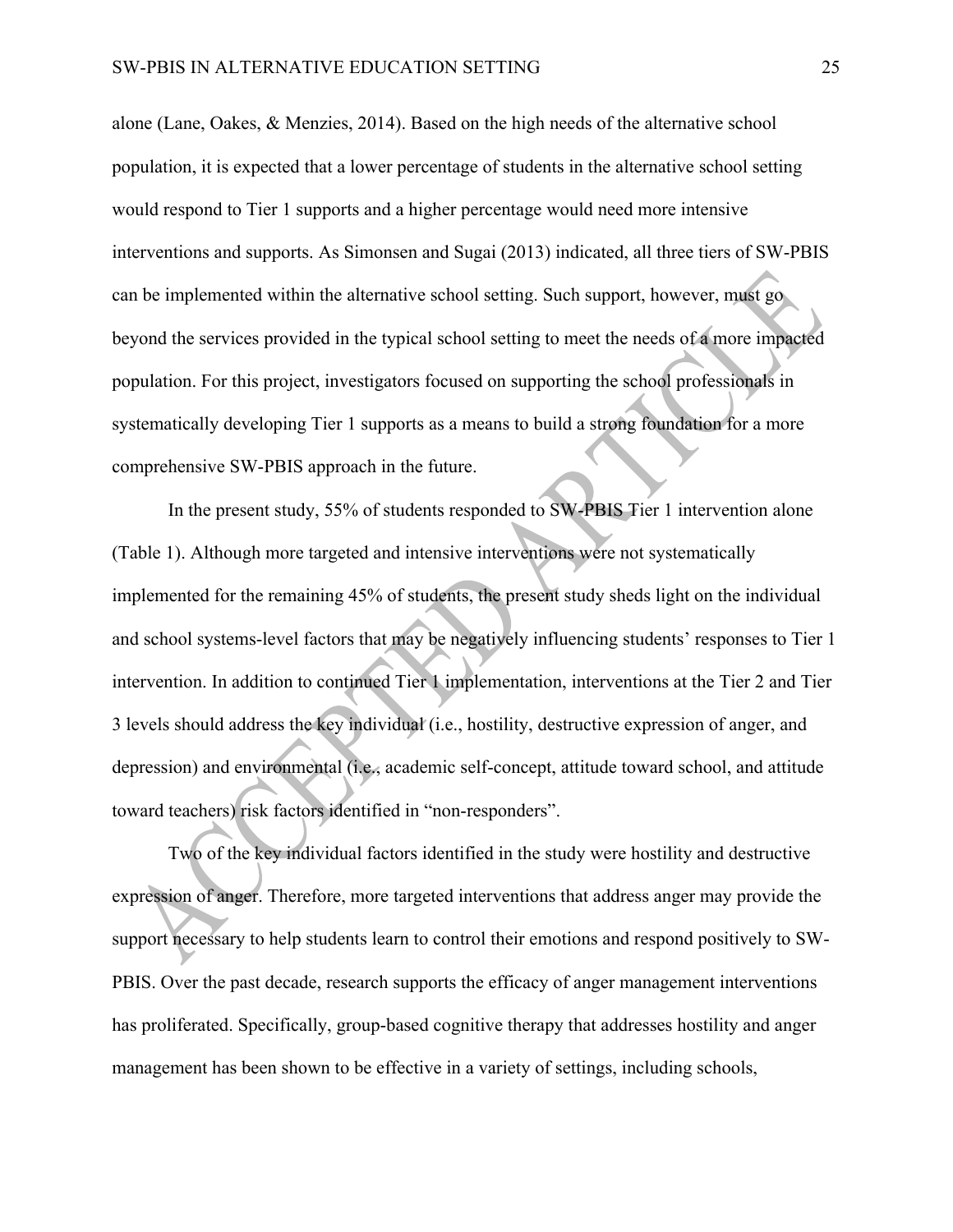alone (Lane, Oakes, & Menzies, 2014). Based on the high needs of the alternative school population, it is expected that a lower percentage of students in the alternative school setting would respond to Tier 1 supports and a higher percentage would need more intensive interventions and supports. As Simonsen and Sugai (2013) indicated, all three tiers of SW-PBIS can be implemented within the alternative school setting. Such support, however, must go beyond the services provided in the typical school setting to meet the needs of a more impacted population. For this project, investigators focused on supporting the school professionals in systematically developing Tier 1 supports as a means to build a strong foundation for a more comprehensive SW-PBIS approach in the future.

In the present study, 55% of students responded to SW-PBIS Tier 1 intervention alone (Table 1). Although more targeted and intensive interventions were not systematically implemented for the remaining 45% of students, the present study sheds light on the individual and school systems-level factors that may be negatively influencing students' responses to Tier 1 intervention. In addition to continued Tier 1 implementation, interventions at the Tier 2 and Tier 3 levels should address the key individual (i.e., hostility, destructive expression of anger, and depression) and environmental (i.e., academic self-concept, attitude toward school, and attitude toward teachers) risk factors identified in "non-responders".

Two of the key individual factors identified in the study were hostility and destructive expression of anger. Therefore, more targeted interventions that address anger may provide the support necessary to help students learn to control their emotions and respond positively to SW-PBIS. Over the past decade, research supports the efficacy of anger management interventions has proliferated. Specifically, group-based cognitive therapy that addresses hostility and anger management has been shown to be effective in a variety of settings, including schools,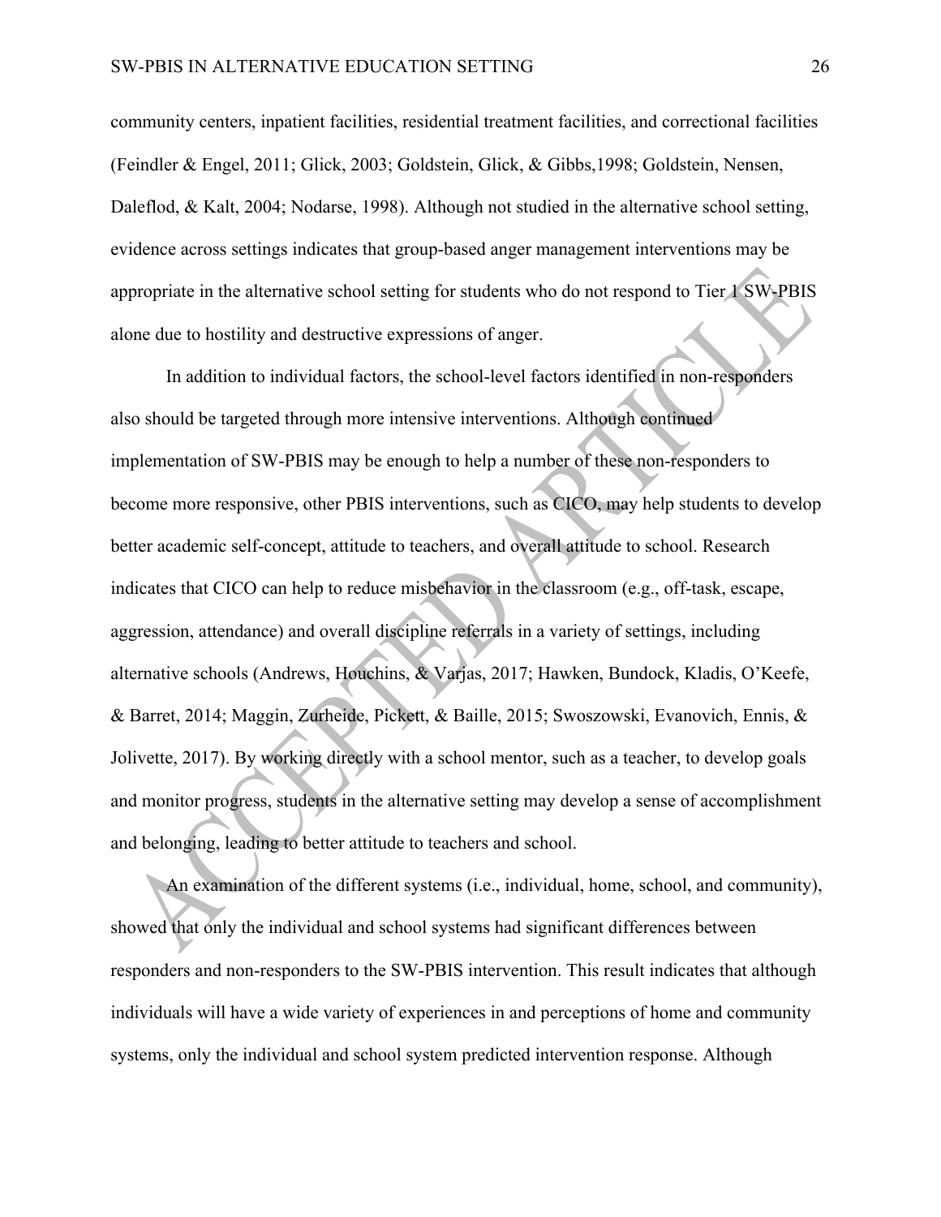community centers, inpatient facilities, residential treatment facilities, and correctional facilities (Feindler & Engel, 2011; Glick, 2003; Goldstein, Glick, & Gibbs,1998; Goldstein, Nensen, Daleflod, & Kalt, 2004; Nodarse, 1998). Although not studied in the alternative school setting, evidence across settings indicates that group-based anger management interventions may be appropriate in the alternative school setting for students who do not respond to Tier 1 SW-PBIS alone due to hostility and destructive expressions of anger.

In addition to individual factors, the school-level factors identified in non-responders also should be targeted through more intensive interventions. Although continued implementation of SW-PBIS may be enough to help a number of these non-responders to become more responsive, other PBIS interventions, such as CICO, may help students to develop better academic self-concept, attitude to teachers, and overall attitude to school. Research indicates that CICO can help to reduce misbehavior in the classroom (e.g., off-task, escape, aggression, attendance) and overall discipline referrals in a variety of settings, including alternative schools (Andrews, Houchins, & Varjas, 2017; Hawken, Bundock, Kladis, O'Keefe, & Barret, 2014; Maggin, Zurheide, Pickett, & Baille, 2015; Swoszowski, Evanovich, Ennis, & Jolivette, 2017). By working directly with a school mentor, such as a teacher, to develop goals and monitor progress, students in the alternative setting may develop a sense of accomplishment and belonging, leading to better attitude to teachers and school.

An examination of the different systems (i.e., individual, home, school, and community), showed that only the individual and school systems had significant differences between responders and non-responders to the SW-PBIS intervention. This result indicates that although individuals will have a wide variety of experiences in and perceptions of home and community systems, only the individual and school system predicted intervention response. Although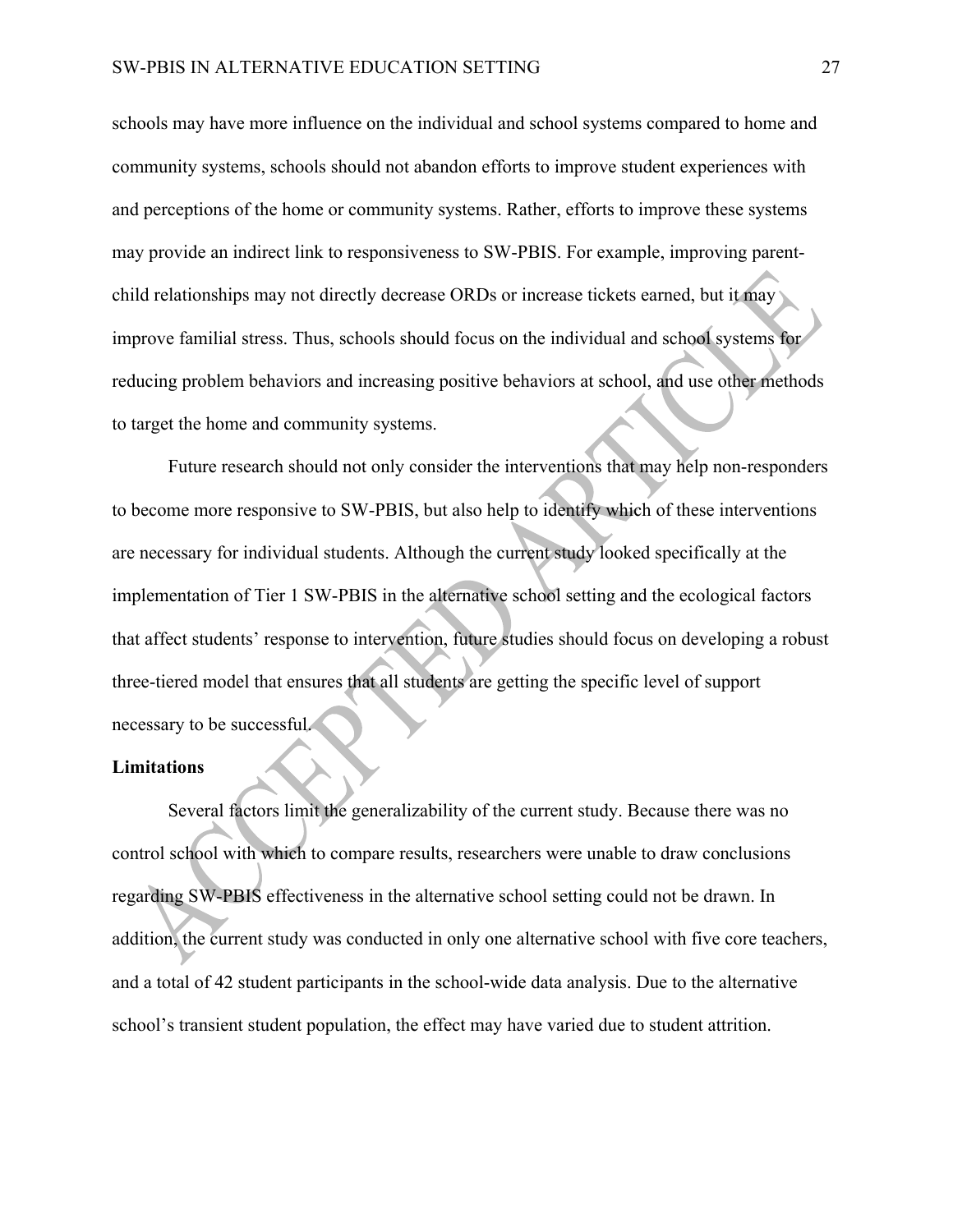schools may have more influence on the individual and school systems compared to home and community systems, schools should not abandon efforts to improve student experiences with and perceptions of the home or community systems. Rather, efforts to improve these systems may provide an indirect link to responsiveness to SW-PBIS. For example, improving parent-child relationships may not directly decrease ORDs or increase tickets earned, but it may improve familial stress. Thus, schools should focus on the individual and school systems for reducing problem behaviors and increasing positive behaviors at school, and use other methods to target the home and community systems.

Future research should not only consider the interventions that may help non-responders to become more responsive to SW-PBIS, but also help to identify which of these interventions are necessary for individual students. Although the current study looked specifically at the implementation of Tier 1 SW-PBIS in the alternative school setting and the ecological factors that affect students' response to intervention, future studies should focus on developing a robust three-tiered model that ensures that all students are getting the specific level of support necessary to be successful.

**Limitations**

Several factors limit the generalizability of the current study. Because there was no control school with which to compare results, researchers were unable to draw conclusions regarding SW-PBIS effectiveness in the alternative school setting could not be drawn. In addition, the current study was conducted in only one alternative school with five core teachers, and a total of 42 student participants in the school-wide data analysis. Due to the alternative school's transient student population, the effect may have varied due to student attrition.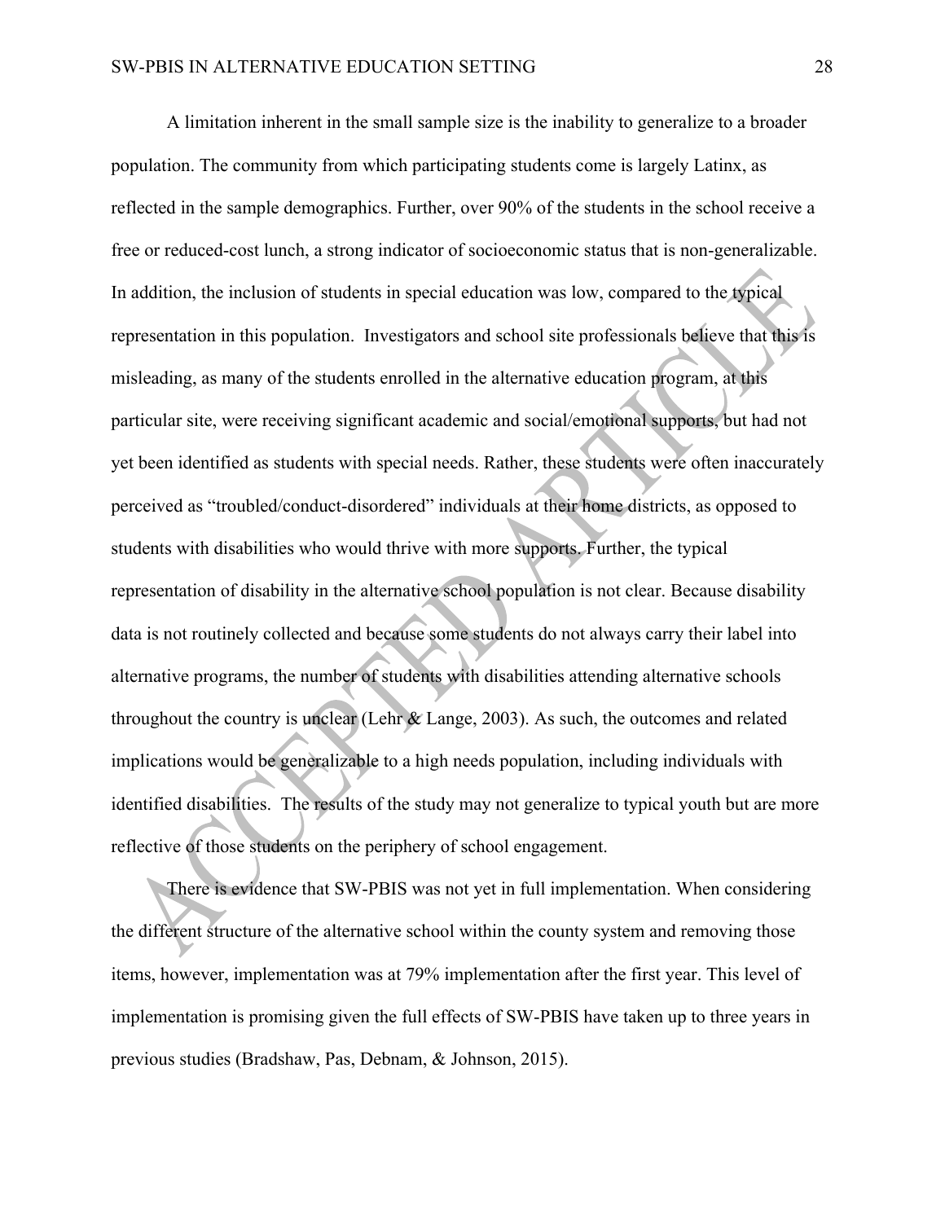A limitation inherent in the small sample size is the inability to generalize to a broader population. The community from which participating students come is largely Latinx, as reflected in the sample demographics. Further, over 90% of the students in the school receive a free or reduced-cost lunch, a strong indicator of socioeconomic status that is non-generalizable. In addition, the inclusion of students in special education was low, compared to the typical representation in this population. Investigators and school site professionals believe that this is misleading, as many of the students enrolled in the alternative education program, at this particular site, were receiving significant academic and social/emotional supports, but had not yet been identified as students with special needs. Rather, these students were often inaccurately perceived as "troubled/conduct-disordered" individuals at their home districts, as opposed to students with disabilities who would thrive with more supports. Further, the typical representation of disability in the alternative school population is not clear. Because disability data is not routinely collected and because some students do not always carry their label into alternative programs, the number of students with disabilities attending alternative schools throughout the country is unclear (Lehr & Lange, 2003). As such, the outcomes and related implications would be generalizable to a high needs population, including individuals with identified disabilities. The results of the study may not generalize to typical youth but are more reflective of those students on the periphery of school engagement.

There is evidence that SW-PBIS was not yet in full implementation. When considering the different structure of the alternative school within the county system and removing those items, however, implementation was at 79% implementation after the first year. This level of implementation is promising given the full effects of SW-PBIS have taken up to three years in previous studies (Bradshaw, Pas, Debnam, & Johnson, 2015).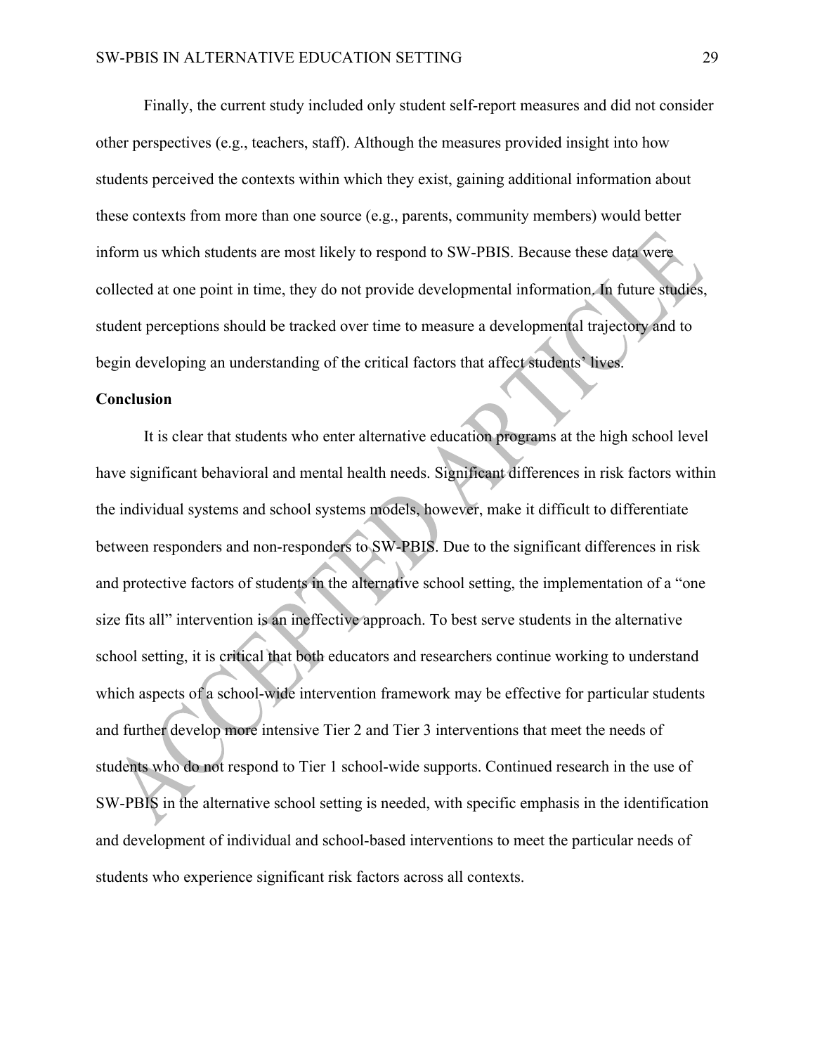Finally, the current study included only student self-report measures and did not consider other perspectives (e.g., teachers, staff). Although the measures provided insight into how students perceived the contexts within which they exist, gaining additional information about these contexts from more than one source (e.g., parents, community members) would better inform us which students are most likely to respond to SW-PBIS. Because these data were collected at one point in time, they do not provide developmental information. In future studies, student perceptions should be tracked over time to measure a developmental trajectory and to begin developing an understanding of the critical factors that affect students' lives.

## Conclusion

It is clear that students who enter alternative education programs at the high school level have significant behavioral and mental health needs. Significant differences in risk factors within the individual systems and school systems models, however, make it difficult to differentiate between responders and non-responders to SW-PBIS. Due to the significant differences in risk and protective factors of students in the alternative school setting, the implementation of a "one size fits all" intervention is an ineffective approach. To best serve students in the alternative school setting, it is critical that both educators and researchers continue working to understand which aspects of a school-wide intervention framework may be effective for particular students and further develop more intensive Tier 2 and Tier 3 interventions that meet the needs of students who do not respond to Tier 1 school-wide supports. Continued research in the use of SW-PBIS in the alternative school setting is needed, with specific emphasis in the identification and development of individual and school-based interventions to meet the particular needs of students who experience significant risk factors across all contexts.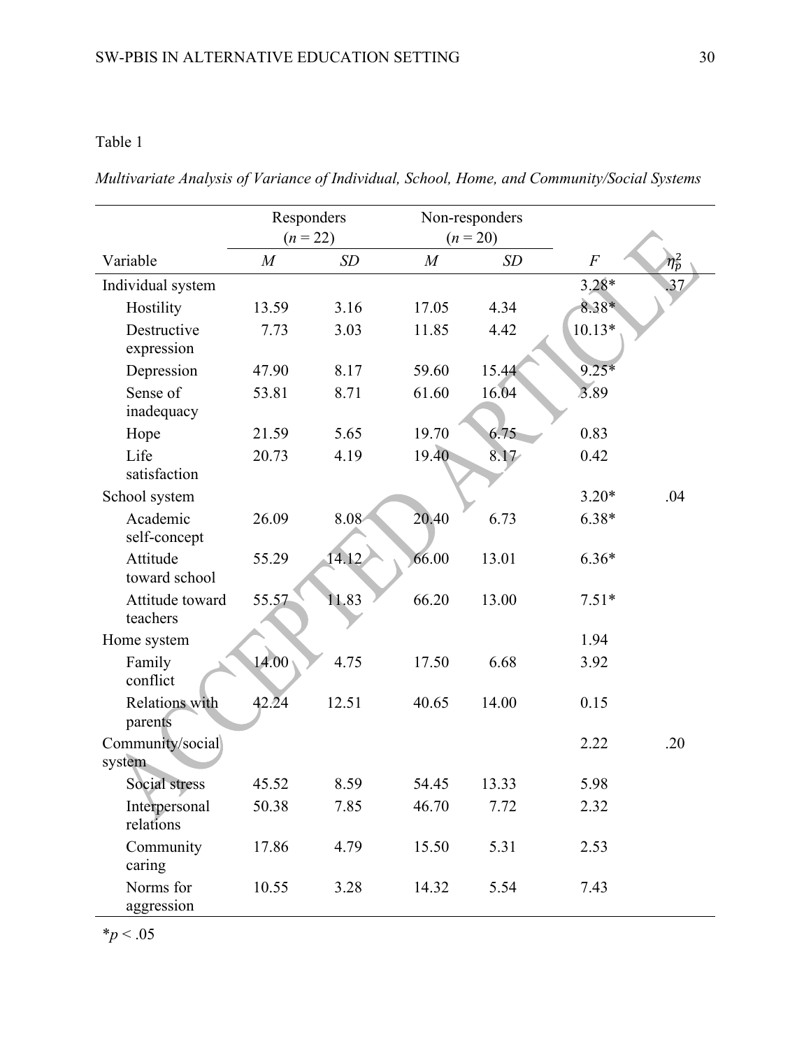Table 1

*Multivariate Analysis of Variance of Individual, School, Home, and Community/Social Systems*

| | Responders ($n$ = 22) | | Non-responders ($n$ = 20) | | | |
|---|---|---|---|---|---|---|
| Variable | *M* | *SD* | *M* | *SD* | *F* | $\eta_p^2$ |
| Individual system | | | | | 3.28* | .37 |
| Hostility | 13.59 | 3.16 | 17.05 | 4.34 | 8.38* | |
| Destructive expression | 7.73 | 3.03 | 11.85 | 4.42 | 10.13* | |
| Depression | 47.90 | 8.17 | 59.60 | 15.44 | 9.25* | |
| Sense of inadequacy | 53.81 | 8.71 | 61.60 | 16.04 | 3.89 | |
| Hope | 21.59 | 5.65 | 19.70 | 6.75 | 0.83 | |
| Life satisfaction | 20.73 | 4.19 | 19.40 | 8.17 | 0.42 | |
| School system | | | | | 3.20* | .04 |
| Academic self-concept | 26.09 | 8.08 | 20.40 | 6.73 | 6.38* | |
| Attitude toward school | 55.29 | 14.12 | 66.00 | 13.01 | 6.36* | |
| Attitude toward teachers | 55.57 | 11.83 | 66.20 | 13.00 | 7.51* | |
| Home system | | | | | 1.94 | |
| Family conflict | 14.00 | 4.75 | 17.50 | 6.68 | 3.92 | |
| Relations with parents | 42.24 | 12.51 | 40.65 | 14.00 | 0.15 | |
| Community/social system | | | | | 2.22 | .20 |
| Social stress | 45.52 | 8.59 | 54.45 | 13.33 | 5.98 | |
| Interpersonal relations | 50.38 | 7.85 | 46.70 | 7.72 | 2.32 | |
| Community caring | 17.86 | 4.79 | 15.50 | 5.31 | 2.53 | |
| Norms for aggression | 10.55 | 3.28 | 14.32 | 5.54 | 7.43 | |

*$p$ < .05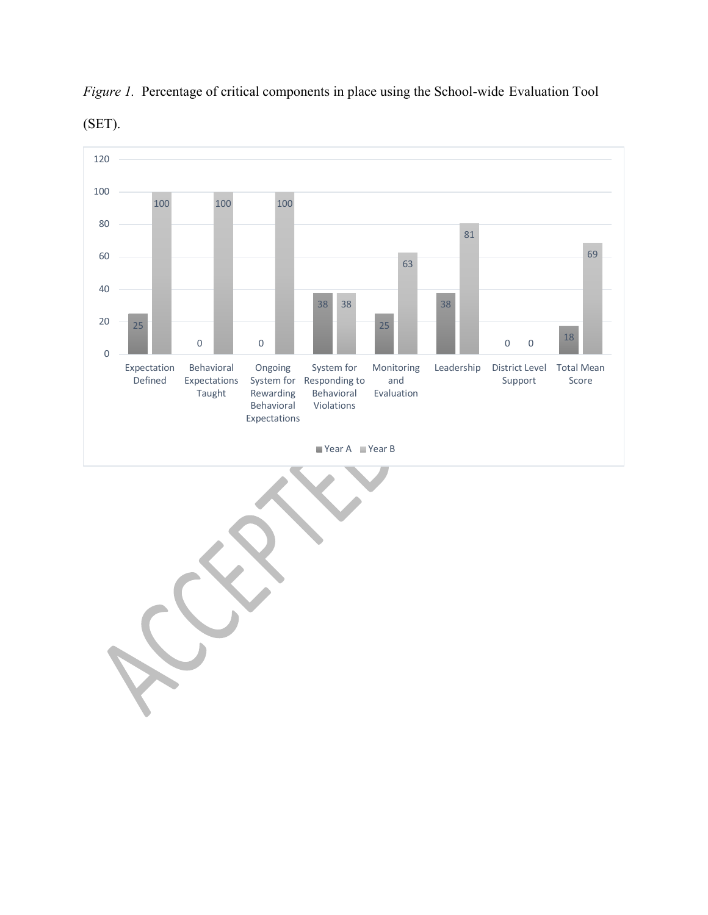*Figure 1.* Percentage of critical components in place using the School-wide Evaluation Tool (SET).

120
100
80
60
40
20
0

Expectation Defined: 25, 100
Behavioral Expectations Taught: 0, 100
Ongoing System for Rewarding Behavioral Expectations: 0, 100
System for Responding to Behavioral Violations: 38, 38
Monitoring and Evaluation: 25, 63
Leadership: 38, 81
District Level Support: 0, 0
Total Mean Score: 18, 69

Year A  Year B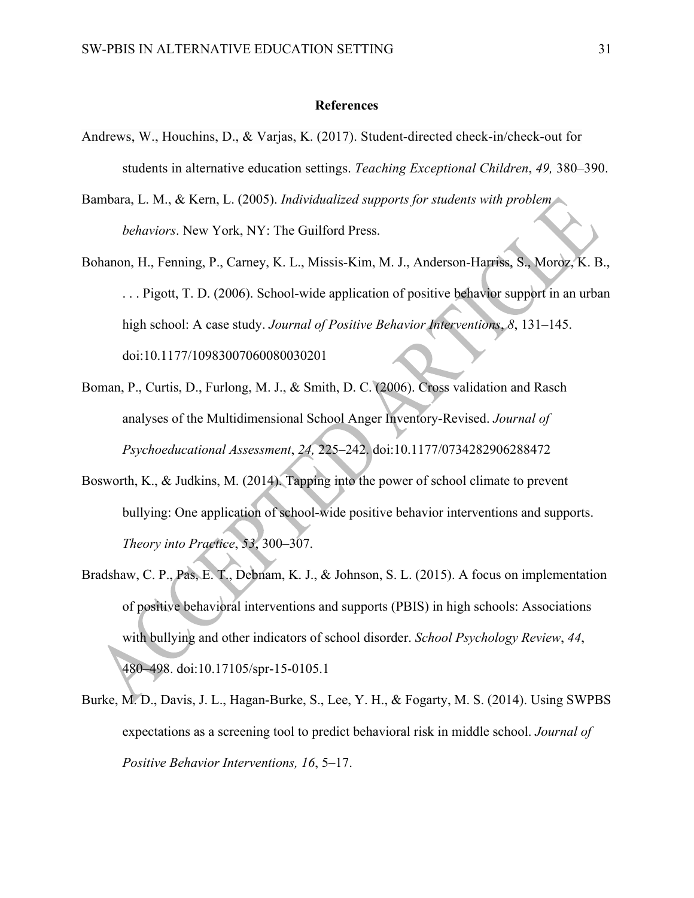**References**

Andrews, W., Houchins, D., & Varjas, K. (2017). Student-directed check-in/check-out for students in alternative education settings. *Teaching Exceptional Children*, *49,* 380–390.

Bambara, L. M., & Kern, L. (2005). *Individualized supports for students with problem behaviors*. New York, NY: The Guilford Press.

Bohanon, H., Fenning, P., Carney, K. L., Missis-Kim, M. J., Anderson-Harriss, S., Moroz, K. B., . . . Pigott, T. D. (2006). School-wide application of positive behavior support in an urban high school: A case study. *Journal of Positive Behavior Interventions*, *8*, 131–145. doi:10.1177/10983007060080030201

Boman, P., Curtis, D., Furlong, M. J., & Smith, D. C. (2006). Cross validation and Rasch analyses of the Multidimensional School Anger Inventory-Revised. *Journal of Psychoeducational Assessment*, *24,* 225–242. doi:10.1177/0734282906288472

Bosworth, K., & Judkins, M. (2014). Tapping into the power of school climate to prevent bullying: One application of school-wide positive behavior interventions and supports. *Theory into Practice*, *53*, 300–307.

Bradshaw, C. P., Pas, E. T., Debnam, K. J., & Johnson, S. L. (2015). A focus on implementation of positive behavioral interventions and supports (PBIS) in high schools: Associations with bullying and other indicators of school disorder. *School Psychology Review*, *44*, 480–498. doi:10.17105/spr-15-0105.1

Burke, M. D., Davis, J. L., Hagan-Burke, S., Lee, Y. H., & Fogarty, M. S. (2014). Using SWPBS expectations as a screening tool to predict behavioral risk in middle school. *Journal of Positive Behavior Interventions, 16*, 5–17.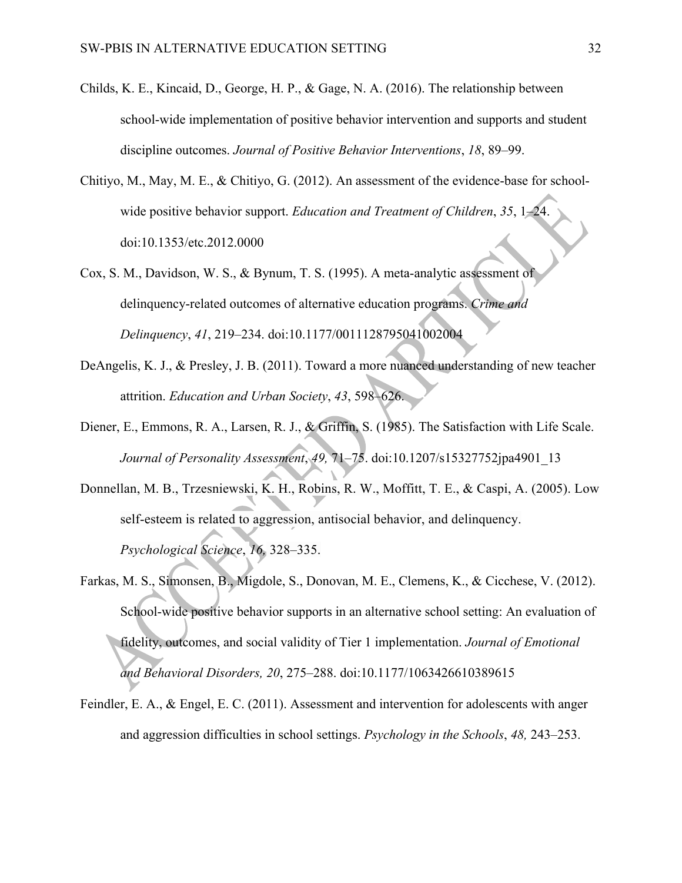Childs, K. E., Kincaid, D., George, H. P., & Gage, N. A. (2016). The relationship between school-wide implementation of positive behavior intervention and supports and student discipline outcomes. *Journal of Positive Behavior Interventions*, *18*, 89–99.

Chitiyo, M., May, M. E., & Chitiyo, G. (2012). An assessment of the evidence-base for school-wide positive behavior support. *Education and Treatment of Children*, *35*, 1–24. doi:10.1353/etc.2012.0000

Cox, S. M., Davidson, W. S., & Bynum, T. S. (1995). A meta-analytic assessment of delinquency-related outcomes of alternative education programs. *Crime and Delinquency*, *41*, 219–234. doi:10.1177/0011128795041002004

DeAngelis, K. J., & Presley, J. B. (2011). Toward a more nuanced understanding of new teacher attrition. *Education and Urban Society*, *43*, 598–626.

Diener, E., Emmons, R. A., Larsen, R. J., & Griffin, S. (1985). The Satisfaction with Life Scale. *Journal of Personality Assessment*, *49,* 71–75. doi:10.1207/s15327752jpa4901_13

Donnellan, M. B., Trzesniewski, K. H., Robins, R. W., Moffitt, T. E., & Caspi, A. (2005). Low self-esteem is related to aggression, antisocial behavior, and delinquency. *Psychological Science*, *16,* 328–335.

Farkas, M. S., Simonsen, B., Migdole, S., Donovan, M. E., Clemens, K., & Cicchese, V. (2012). School-wide positive behavior supports in an alternative school setting: An evaluation of fidelity, outcomes, and social validity of Tier 1 implementation. *Journal of Emotional and Behavioral Disorders, 20*, 275–288. doi:10.1177/1063426610389615

Feindler, E. A., & Engel, E. C. (2011). Assessment and intervention for adolescents with anger and aggression difficulties in school settings. *Psychology in the Schools*, *48,* 243–253.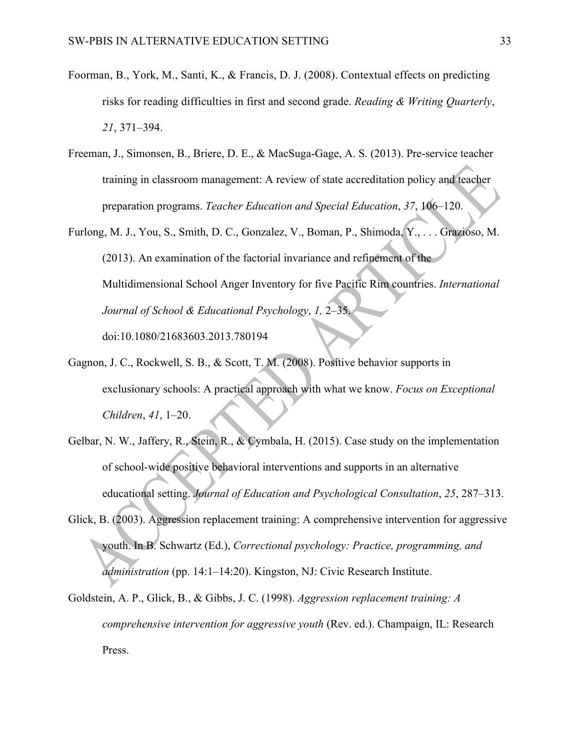Foorman, B., York, M., Santi, K., & Francis, D. J. (2008). Contextual effects on predicting risks for reading difficulties in first and second grade. *Reading & Writing Quarterly*, *21*, 371–394.

Freeman, J., Simonsen, B., Briere, D. E., & MacSuga-Gage, A. S. (2013). Pre-service teacher training in classroom management: A review of state accreditation policy and teacher preparation programs. *Teacher Education and Special Education*, *37*, 106–120.

Furlong, M. J., You, S., Smith, D. C., Gonzalez, V., Boman, P., Shimoda, Y., . . . Grazioso, M. (2013). An examination of the factorial invariance and refinement of the Multidimensional School Anger Inventory for five Pacific Rim countries. *International Journal of School & Educational Psychology*, *1,* 2–35. doi:10.1080/21683603.2013.780194

Gagnon, J. C., Rockwell, S. B., & Scott, T. M. (2008). Positive behavior supports in exclusionary schools: A practical approach with what we know. *Focus on Exceptional Children*, *41*, 1–20.

Gelbar, N. W., Jaffery, R., Stein, R., & Cymbala, H. (2015). Case study on the implementation of school-wide positive behavioral interventions and supports in an alternative educational setting. *Journal of Education and Psychological Consultation*, *25*, 287–313.

Glick, B. (2003). Aggression replacement training: A comprehensive intervention for aggressive youth. In B. Schwartz (Ed.), *Correctional psychology: Practice, programming, and administration* (pp. 14:1–14:20). Kingston, NJ: Civic Research Institute.

Goldstein, A. P., Glick, B., & Gibbs, J. C. (1998). *Aggression replacement training: A comprehensive intervention for aggressive youth* (Rev. ed.). Champaign, IL: Research Press.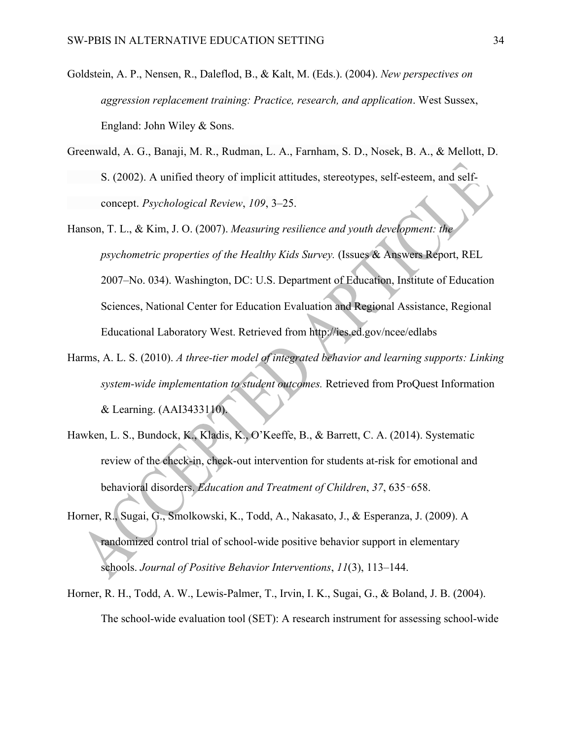Goldstein, A. P., Nensen, R., Daleflod, B., & Kalt, M. (Eds.). (2004). *New perspectives on aggression replacement training: Practice, research, and application*. West Sussex, England: John Wiley & Sons.

Greenwald, A. G., Banaji, M. R., Rudman, L. A., Farnham, S. D., Nosek, B. A., & Mellott, D. S. (2002). A unified theory of implicit attitudes, stereotypes, self-esteem, and self-concept. *Psychological Review*, *109*, 3–25.

Hanson, T. L., & Kim, J. O. (2007). *Measuring resilience and youth development: the psychometric properties of the Healthy Kids Survey.* (Issues & Answers Report, REL 2007–No. 034). Washington, DC: U.S. Department of Education, Institute of Education Sciences, National Center for Education Evaluation and Regional Assistance, Regional Educational Laboratory West. Retrieved from http://ies.ed.gov/ncee/edlabs

Harms, A. L. S. (2010). *A three-tier model of integrated behavior and learning supports: Linking system-wide implementation to student outcomes.* Retrieved from ProQuest Information & Learning. (AAI3433110).

Hawken, L. S., Bundock, K., Kladis, K., O'Keeffe, B., & Barrett, C. A. (2014). Systematic review of the check-in, check-out intervention for students at-risk for emotional and behavioral disorders. *Education and Treatment of Children*, *37*, 635‑658.

Horner, R., Sugai, G., Smolkowski, K., Todd, A., Nakasato, J., & Esperanza, J. (2009). A randomized control trial of school-wide positive behavior support in elementary schools. *Journal of Positive Behavior Interventions*, *11*(3), 113–144.

Horner, R. H., Todd, A. W., Lewis-Palmer, T., Irvin, I. K., Sugai, G., & Boland, J. B. (2004). The school-wide evaluation tool (SET): A research instrument for assessing school-wide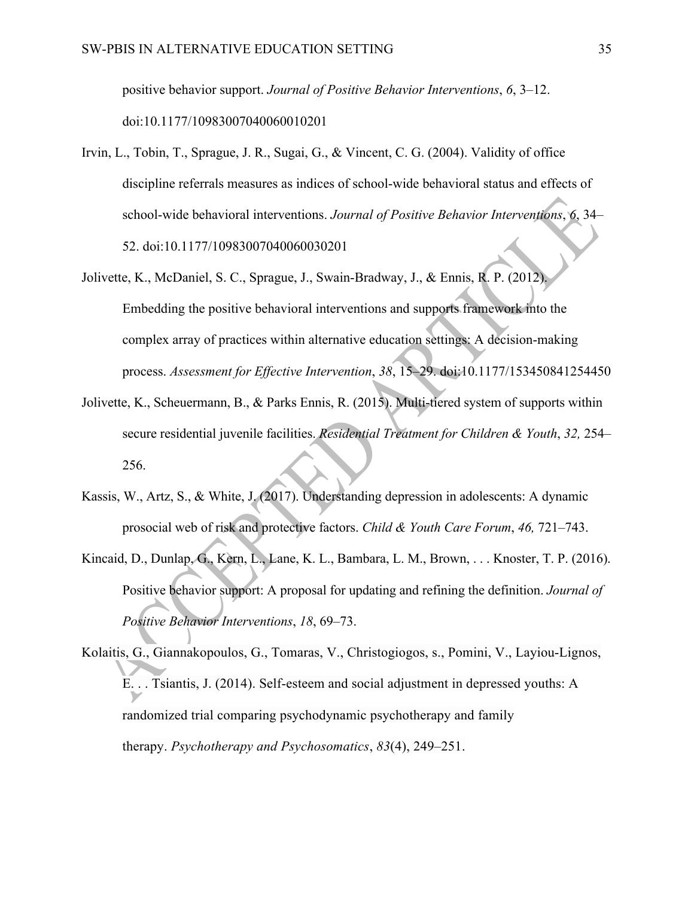positive behavior support. *Journal of Positive Behavior Interventions*, *6*, 3–12. doi:10.1177/10983007040060010201

Irvin, L., Tobin, T., Sprague, J. R., Sugai, G., & Vincent, C. G. (2004). Validity of office discipline referrals measures as indices of school-wide behavioral status and effects of school-wide behavioral interventions. *Journal of Positive Behavior Interventions*, *6*, 34–52. doi:10.1177/10983007040060030201

Jolivette, K., McDaniel, S. C., Sprague, J., Swain-Bradway, J., & Ennis, R. P. (2012). Embedding the positive behavioral interventions and supports framework into the complex array of practices within alternative education settings: A decision-making process. *Assessment for Effective Intervention*, *38*, 15–29. doi:10.1177/153450841254450

Jolivette, K., Scheuermann, B., & Parks Ennis, R. (2015). Multi-tiered system of supports within secure residential juvenile facilities. *Residential Treatment for Children & Youth*, *32,* 254–256.

Kassis, W., Artz, S., & White, J. (2017). Understanding depression in adolescents: A dynamic prosocial web of risk and protective factors. *Child & Youth Care Forum*, *46,* 721–743.

Kincaid, D., Dunlap, G., Kern, L., Lane, K. L., Bambara, L. M., Brown, . . . Knoster, T. P. (2016). Positive behavior support: A proposal for updating and refining the definition. *Journal of Positive Behavior Interventions*, *18*, 69–73.

Kolaitis, G., Giannakopoulos, G., Tomaras, V., Christogiogos, s., Pomini, V., Layiou-Lignos, E. . . Tsiantis, J. (2014). Self-esteem and social adjustment in depressed youths: A randomized trial comparing psychodynamic psychotherapy and family therapy. *Psychotherapy and Psychosomatics*, *83*(4), 249–251.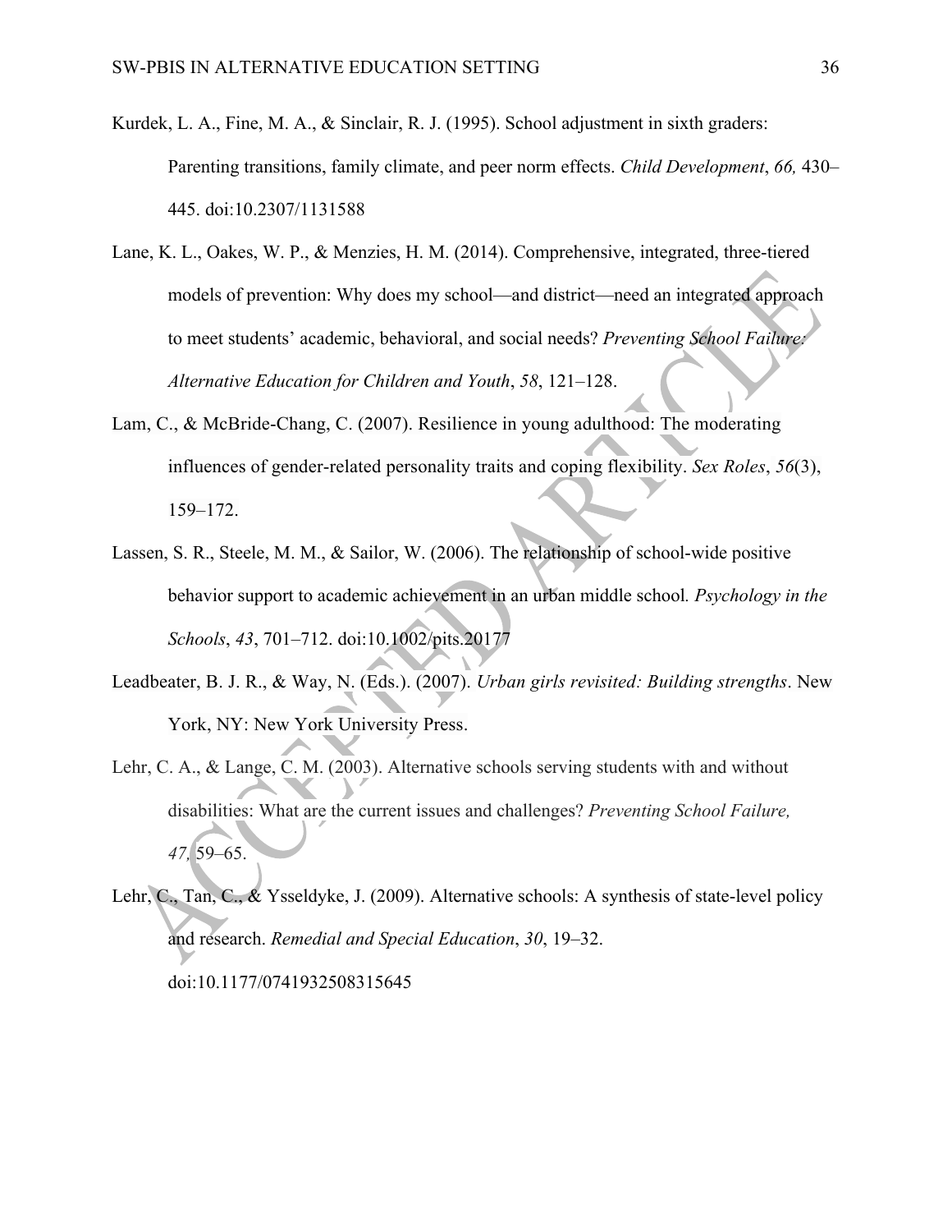Kurdek, L. A., Fine, M. A., & Sinclair, R. J. (1995). School adjustment in sixth graders: Parenting transitions, family climate, and peer norm effects. *Child Development*, *66,* 430–445. doi:10.2307/1131588

Lane, K. L., Oakes, W. P., & Menzies, H. M. (2014). Comprehensive, integrated, three-tiered models of prevention: Why does my school—and district—need an integrated approach to meet students' academic, behavioral, and social needs? *Preventing School Failure: Alternative Education for Children and Youth*, *58*, 121–128.

Lam, C., & McBride-Chang, C. (2007). Resilience in young adulthood: The moderating influences of gender-related personality traits and coping flexibility. *Sex Roles*, *56*(3), 159–172.

Lassen, S. R., Steele, M. M., & Sailor, W. (2006). The relationship of school-wide positive behavior support to academic achievement in an urban middle school*. Psychology in the Schools*, *43*, 701–712. doi:10.1002/pits.20177

Leadbeater, B. J. R., & Way, N. (Eds.). (2007). *Urban girls revisited: Building strengths*. New York, NY: New York University Press.

Lehr, C. A., & Lange, C. M. (2003). Alternative schools serving students with and without disabilities: What are the current issues and challenges? *Preventing School Failure, 47,* 59–65.

Lehr, C., Tan, C., & Ysseldyke, J. (2009). Alternative schools: A synthesis of state-level policy and research. *Remedial and Special Education*, *30*, 19–32. doi:10.1177/0741932508315645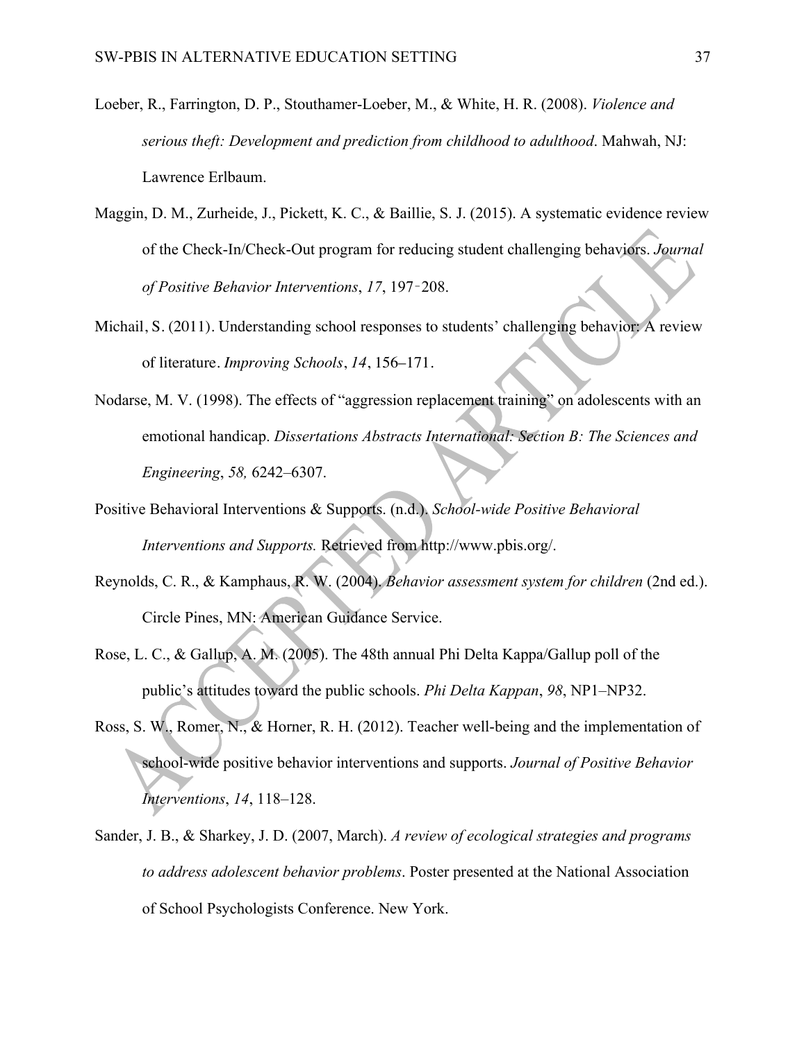Loeber, R., Farrington, D. P., Stouthamer-Loeber, M., & White, H. R. (2008). *Violence and serious theft: Development and prediction from childhood to adulthood*. Mahwah, NJ: Lawrence Erlbaum.

Maggin, D. M., Zurheide, J., Pickett, K. C., & Baillie, S. J. (2015). A systematic evidence review of the Check-In/Check-Out program for reducing student challenging behaviors. *Journal of Positive Behavior Interventions*, *17*, 197–208.

Michail, S. (2011). Understanding school responses to students' challenging behavior: A review of literature. *Improving Schools*, *14*, 156–171.

Nodarse, M. V. (1998). The effects of "aggression replacement training" on adolescents with an emotional handicap. *Dissertations Abstracts International: Section B: The Sciences and Engineering*, *58,* 6242–6307.

Positive Behavioral Interventions & Supports. (n.d.). *School-wide Positive Behavioral Interventions and Supports.* Retrieved from http://www.pbis.org/.

Reynolds, C. R., & Kamphaus, R. W. (2004). *Behavior assessment system for children* (2nd ed.). Circle Pines, MN: American Guidance Service.

Rose, L. C., & Gallup, A. M. (2005). The 48th annual Phi Delta Kappa/Gallup poll of the public's attitudes toward the public schools. *Phi Delta Kappan*, *98*, NP1–NP32.

Ross, S. W., Romer, N., & Horner, R. H. (2012). Teacher well-being and the implementation of school-wide positive behavior interventions and supports. *Journal of Positive Behavior Interventions*, *14*, 118–128.

Sander, J. B., & Sharkey, J. D. (2007, March). *A review of ecological strategies and programs to address adolescent behavior problems*. Poster presented at the National Association of School Psychologists Conference. New York.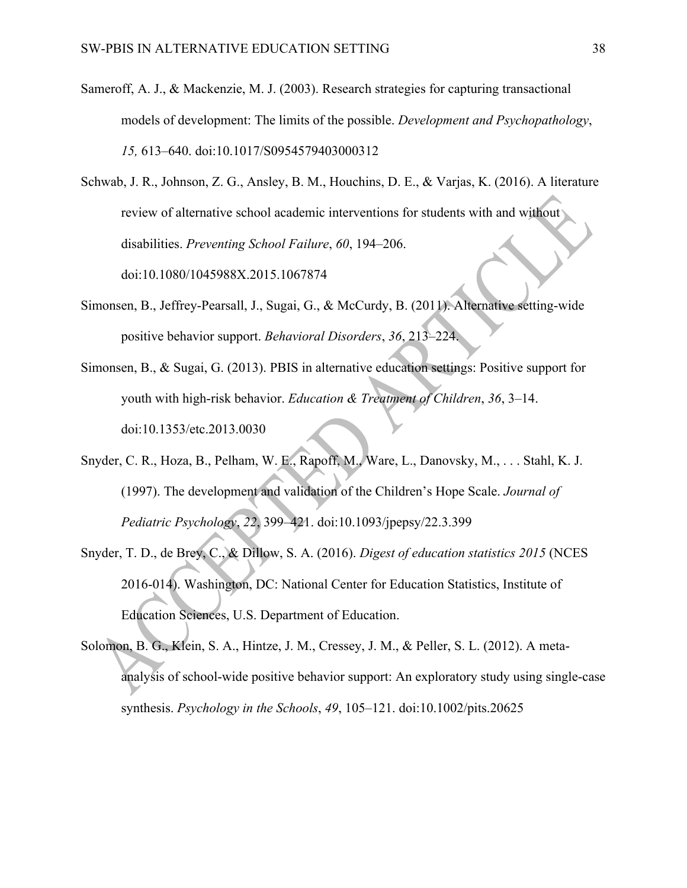Sameroff, A. J., & Mackenzie, M. J. (2003). Research strategies for capturing transactional models of development: The limits of the possible. *Development and Psychopathology*, *15,* 613–640. doi:10.1017/S0954579403000312

Schwab, J. R., Johnson, Z. G., Ansley, B. M., Houchins, D. E., & Varjas, K. (2016). A literature review of alternative school academic interventions for students with and without disabilities. *Preventing School Failure*, *60*, 194–206. doi:10.1080/1045988X.2015.1067874

Simonsen, B., Jeffrey-Pearsall, J., Sugai, G., & McCurdy, B. (2011). Alternative setting-wide positive behavior support. *Behavioral Disorders*, *36*, 213–224.

Simonsen, B., & Sugai, G. (2013). PBIS in alternative education settings: Positive support for youth with high-risk behavior. *Education & Treatment of Children*, *36*, 3–14. doi:10.1353/etc.2013.0030

Snyder, C. R., Hoza, B., Pelham, W. E., Rapoff, M., Ware, L., Danovsky, M., . . . Stahl, K. J. (1997). The development and validation of the Children's Hope Scale. *Journal of Pediatric Psychology*, *22*, 399–421. doi:10.1093/jpepsy/22.3.399

Snyder, T. D., de Brey, C., & Dillow, S. A. (2016). *Digest of education statistics 2015* (NCES 2016-014). Washington, DC: National Center for Education Statistics, Institute of Education Sciences, U.S. Department of Education.

Solomon, B. G., Klein, S. A., Hintze, J. M., Cressey, J. M., & Peller, S. L. (2012). A meta-analysis of school-wide positive behavior support: An exploratory study using single-case synthesis. *Psychology in the Schools*, *49*, 105–121. doi:10.1002/pits.20625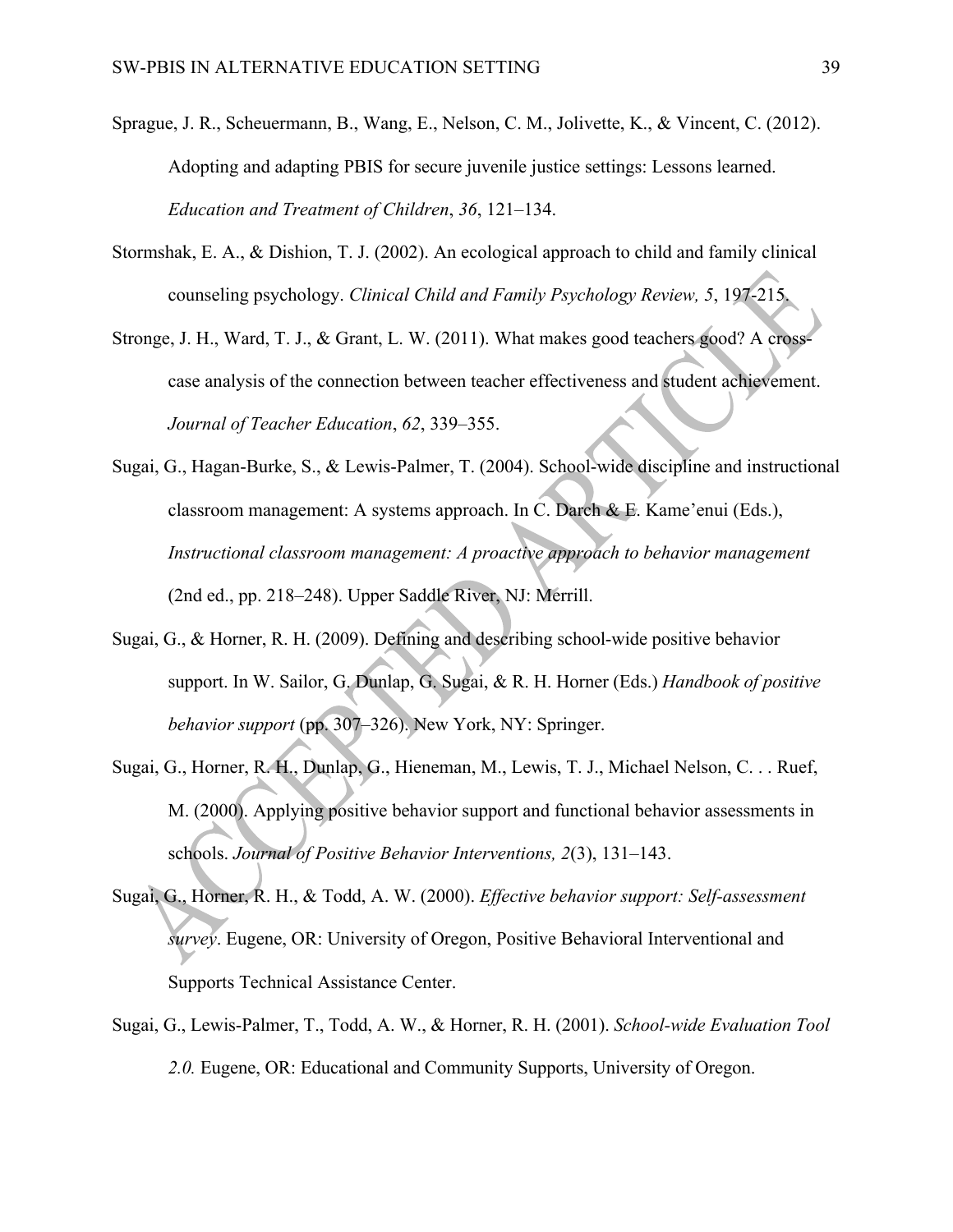Sprague, J. R., Scheuermann, B., Wang, E., Nelson, C. M., Jolivette, K., & Vincent, C. (2012). Adopting and adapting PBIS for secure juvenile justice settings: Lessons learned. *Education and Treatment of Children*, *36*, 121–134.

Stormshak, E. A., & Dishion, T. J. (2002). An ecological approach to child and family clinical counseling psychology. *Clinical Child and Family Psychology Review, 5*, 197-215.

Stronge, J. H., Ward, T. J., & Grant, L. W. (2011). What makes good teachers good? A cross-case analysis of the connection between teacher effectiveness and student achievement. *Journal of Teacher Education*, *62*, 339–355.

Sugai, G., Hagan-Burke, S., & Lewis-Palmer, T. (2004). School-wide discipline and instructional classroom management: A systems approach. In C. Darch & E. Kame'enui (Eds.), *Instructional classroom management: A proactive approach to behavior management* (2nd ed., pp. 218–248). Upper Saddle River, NJ: Merrill.

Sugai, G., & Horner, R. H. (2009). Defining and describing school-wide positive behavior support. In W. Sailor, G. Dunlap, G. Sugai, & R. H. Horner (Eds.) *Handbook of positive behavior support* (pp. 307–326). New York, NY: Springer.

Sugai, G., Horner, R. H., Dunlap, G., Hieneman, M., Lewis, T. J., Michael Nelson, C. . . Ruef, M. (2000). Applying positive behavior support and functional behavior assessments in schools. *Journal of Positive Behavior Interventions, 2*(3), 131–143.

Sugai, G., Horner, R. H., & Todd, A. W. (2000). *Effective behavior support: Self-assessment survey*. Eugene, OR: University of Oregon, Positive Behavioral Interventional and Supports Technical Assistance Center.

Sugai, G., Lewis-Palmer, T., Todd, A. W., & Horner, R. H. (2001). *School-wide Evaluation Tool 2.0.* Eugene, OR: Educational and Community Supports, University of Oregon.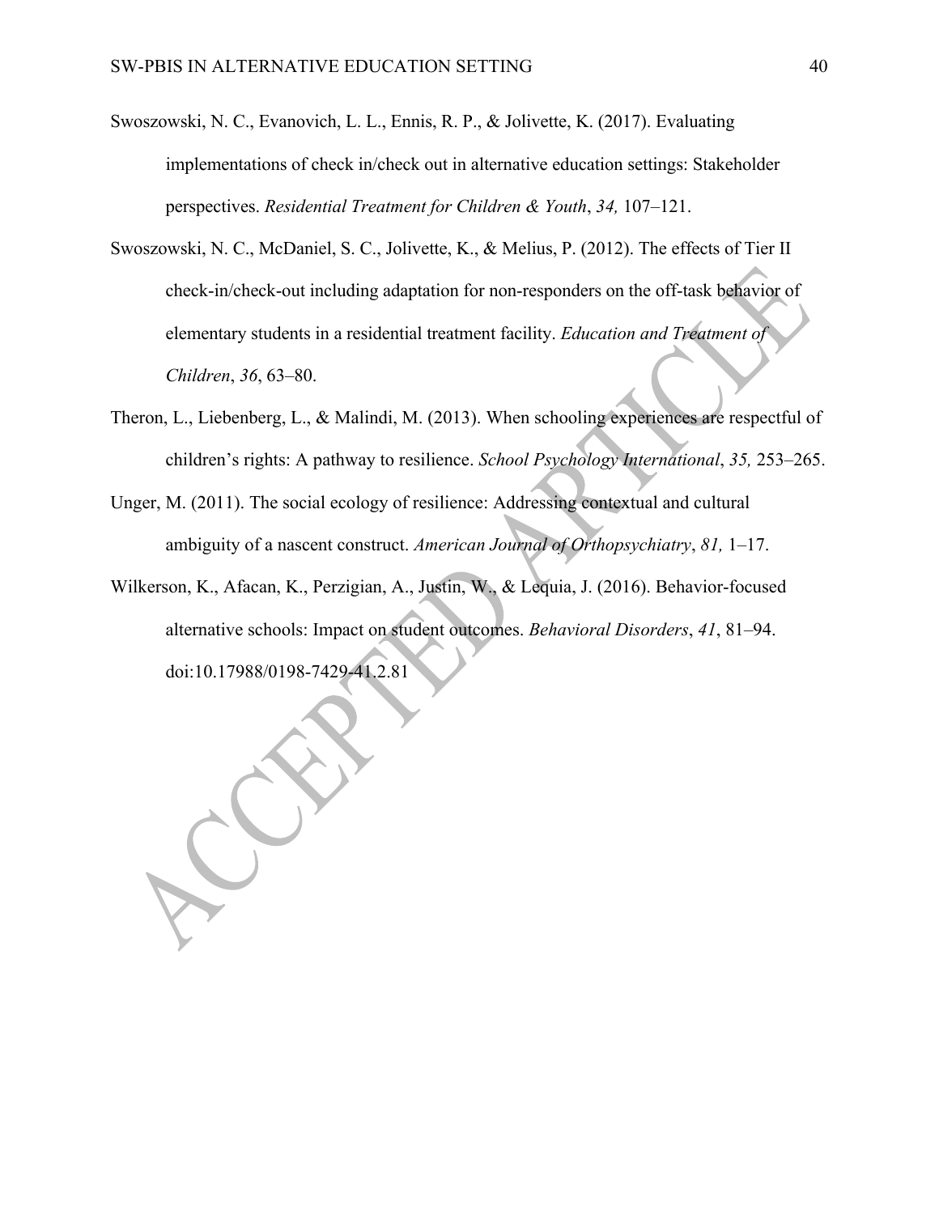Swoszowski, N. C., Evanovich, L. L., Ennis, R. P., & Jolivette, K. (2017). Evaluating implementations of check in/check out in alternative education settings: Stakeholder perspectives. *Residential Treatment for Children & Youth*, *34,* 107–121.

Swoszowski, N. C., McDaniel, S. C., Jolivette, K., & Melius, P. (2012). The effects of Tier II check-in/check-out including adaptation for non-responders on the off-task behavior of elementary students in a residential treatment facility. *Education and Treatment of Children*, *36*, 63–80.

Theron, L., Liebenberg, L., & Malindi, M. (2013). When schooling experiences are respectful of children's rights: A pathway to resilience. *School Psychology International*, *35,* 253–265.

Unger, M. (2011). The social ecology of resilience: Addressing contextual and cultural ambiguity of a nascent construct. *American Journal of Orthopsychiatry*, *81,* 1–17.

Wilkerson, K., Afacan, K., Perzigian, A., Justin, W., & Lequia, J. (2016). Behavior-focused alternative schools: Impact on student outcomes. *Behavioral Disorders*, *41*, 81–94. doi:10.17988/0198-7429-41.2.81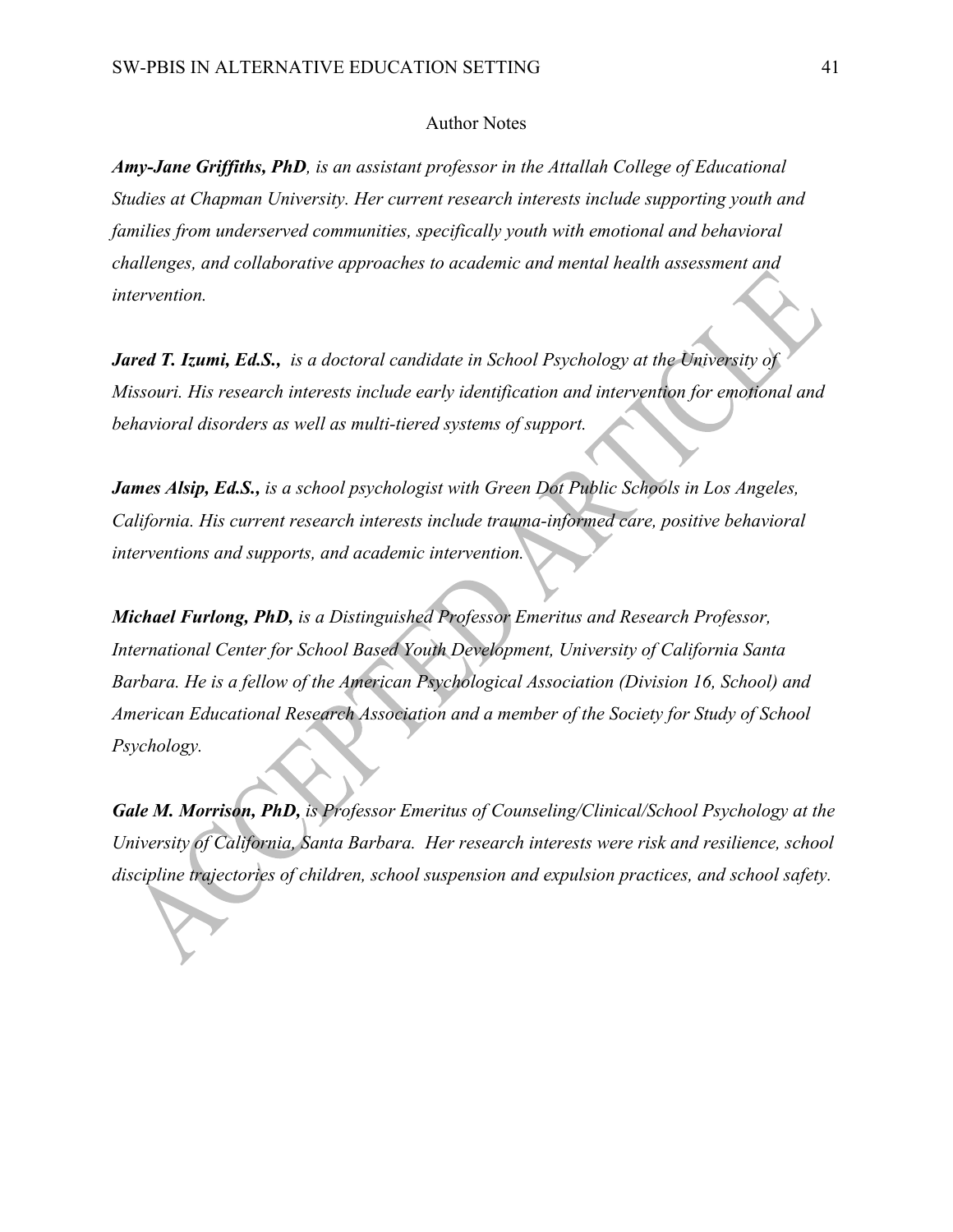## Author Notes

***Amy-Jane Griffiths, PhD****, is an assistant professor in the Attallah College of Educational Studies at Chapman University. Her current research interests include supporting youth and families from underserved communities, specifically youth with emotional and behavioral challenges, and collaborative approaches to academic and mental health assessment and intervention.*

***Jared T. Izumi, Ed.S.,*** *is a doctoral candidate in School Psychology at the University of Missouri. His research interests include early identification and intervention for emotional and behavioral disorders as well as multi-tiered systems of support.*

***James Alsip, Ed.S.,*** *is a school psychologist with Green Dot Public Schools in Los Angeles, California. His current research interests include trauma-informed care, positive behavioral interventions and supports, and academic intervention.*

***Michael Furlong, PhD,*** *is a Distinguished Professor Emeritus and Research Professor, International Center for School Based Youth Development, University of California Santa Barbara. He is a fellow of the American Psychological Association (Division 16, School) and American Educational Research Association and a member of the Society for Study of School Psychology.*

***Gale M. Morrison, PhD,*** *is Professor Emeritus of Counseling/Clinical/School Psychology at the University of California, Santa Barbara. Her research interests were risk and resilience, school discipline trajectories of children, school suspension and expulsion practices, and school safety.*